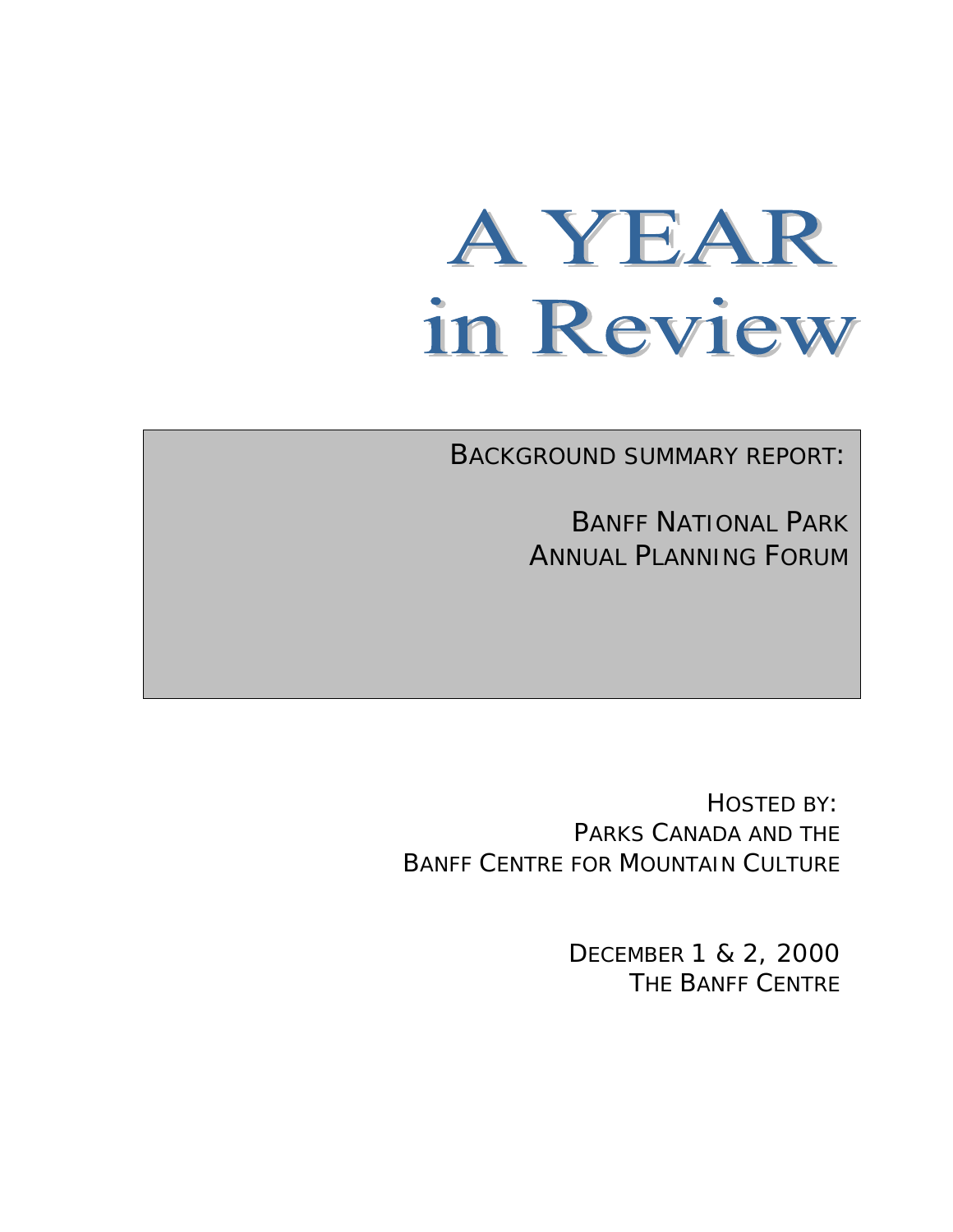# A YEAR in Review

BACKGROUND SUMMARY REPORT:

BANFF NATIONAL PARK
ANNUAL PLANNING FORUM

HOSTED BY:
PARKS CANADA AND THE
BANFF CENTRE FOR MOUNTAIN CULTURE

DECEMBER 1 & 2, 2000
THE BANFF CENTRE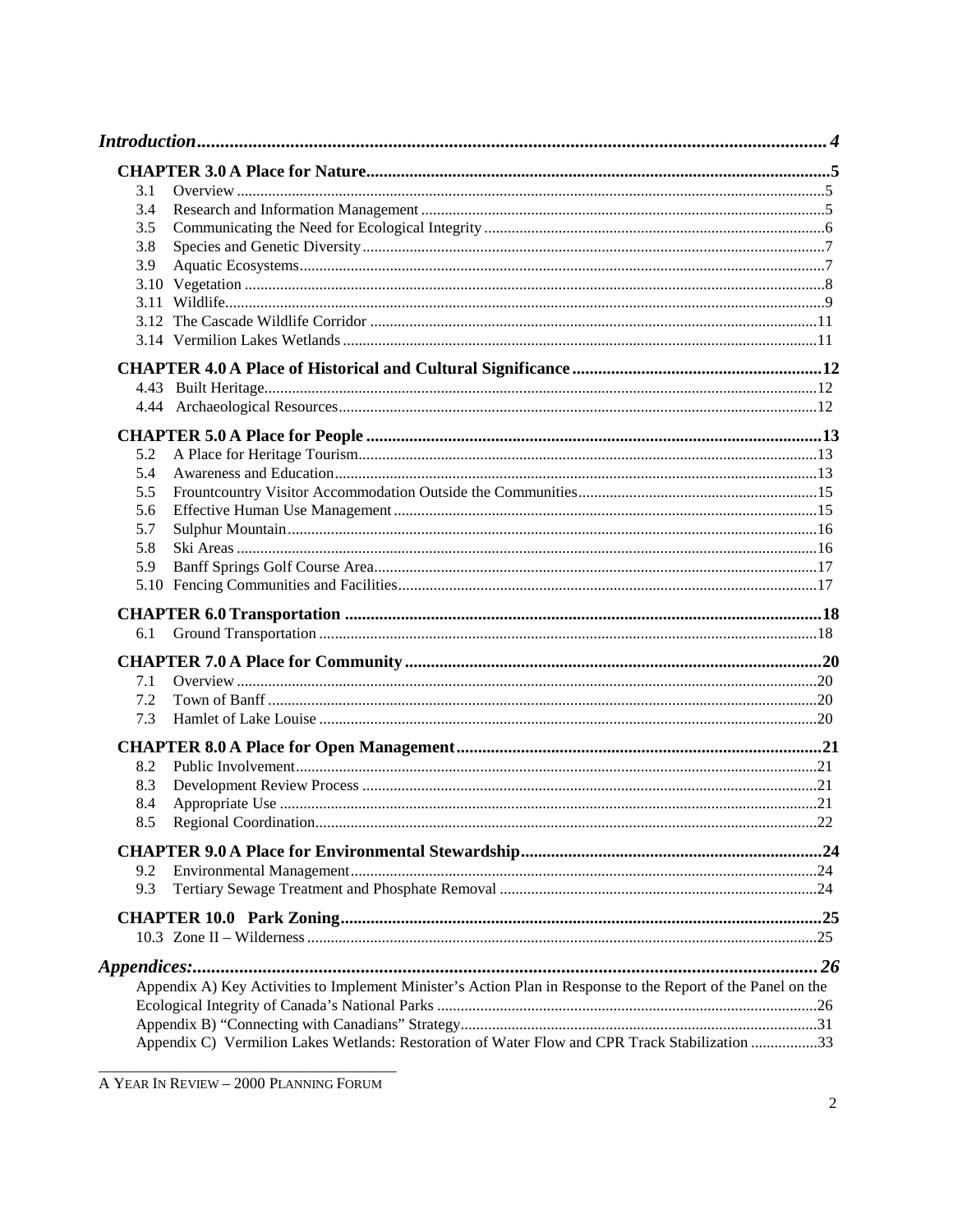*Introduction* ..................................................................................................................... 4

**CHAPTER 3.0 A Place for Nature** ..................................................................................... 5

- 3.1 Overview ..................................................................................................................... 5
- 3.4 Research and Information Management ..................................................................... 5
- 3.5 Communicating the Need for Ecological Integrity ...................................................... 6
- 3.8 Species and Genetic Diversity ..................................................................................... 7
- 3.9 Aquatic Ecosystems .................................................................................................... 7
- 3.10 Vegetation .................................................................................................................. 8
- 3.11 Wildlife ....................................................................................................................... 9
- 3.12 The Cascade Wildlife Corridor ................................................................................. 11
- 3.14 Vermilion Lakes Wetlands ........................................................................................ 11

**CHAPTER 4.0 A Place of Historical and Cultural Significance** ........................................ 12

- 4.43 Built Heritage ............................................................................................................ 12
- 4.44 Archaeological Resources ......................................................................................... 12

**CHAPTER 5.0 A Place for People** ..................................................................................... 13

- 5.2 A Place for Heritage Tourism ..................................................................................... 13
- 5.4 Awareness and Education ........................................................................................... 13
- 5.5 Frountcountry Visitor Accommodation Outside the Communities ............................ 15
- 5.6 Effective Human Use Management ............................................................................ 15
- 5.7 Sulphur Mountain ....................................................................................................... 16
- 5.8 Ski Areas ..................................................................................................................... 16
- 5.9 Banff Springs Golf Course Area ................................................................................. 17
- 5.10 Fencing Communities and Facilities .......................................................................... 17

**CHAPTER 6.0 Transportation** ............................................................................................ 18

- 6.1 Ground Transportation ................................................................................................ 18

**CHAPTER 7.0 A Place for Community** ............................................................................. 20

- 7.1 Overview ..................................................................................................................... 20
- 7.2 Town of Banff ............................................................................................................. 20
- 7.3 Hamlet of Lake Louise ................................................................................................ 20

**CHAPTER 8.0 A Place for Open Management** ................................................................. 21

- 8.2 Public Involvement ..................................................................................................... 21
- 8.3 Development Review Process ..................................................................................... 21
- 8.4 Appropriate Use .......................................................................................................... 21
- 8.5 Regional Coordination ................................................................................................ 22

**CHAPTER 9.0 A Place for Environmental Stewardship** ................................................... 24

- 9.2 Environmental Management ....................................................................................... 24
- 9.3 Tertiary Sewage Treatment and Phosphate Removal ................................................. 24

**CHAPTER 10.0 Park Zoning** ............................................................................................. 25

- 10.3 Zone II – Wilderness .................................................................................................. 25

*Appendices:* ...................................................................................................................... 26

- Appendix A) Key Activities to Implement Minister's Action Plan in Response to the Report of the Panel on the Ecological Integrity of Canada's National Parks ................................................................................ 26
- Appendix B) "Connecting with Canadians" Strategy ......................................................... 31
- Appendix C) Vermilion Lakes Wetlands: Restoration of Water Flow and CPR Track Stabilization ................ 33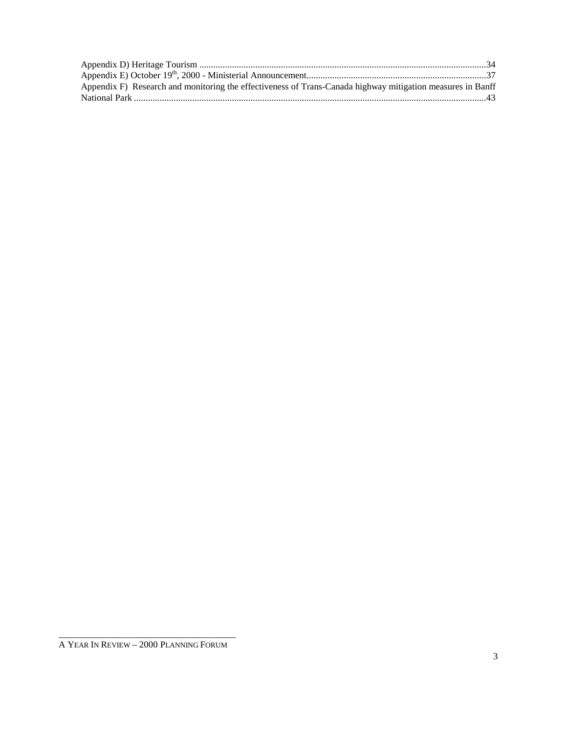Appendix D) Heritage Tourism ....................................................................................................................34
Appendix E) October 19th, 2000 - Ministerial Announcement...........................................................................37
Appendix F) Research and monitoring the effectiveness of Trans-Canada highway mitigation measures in Banff National Park ..........................................................................................................................................43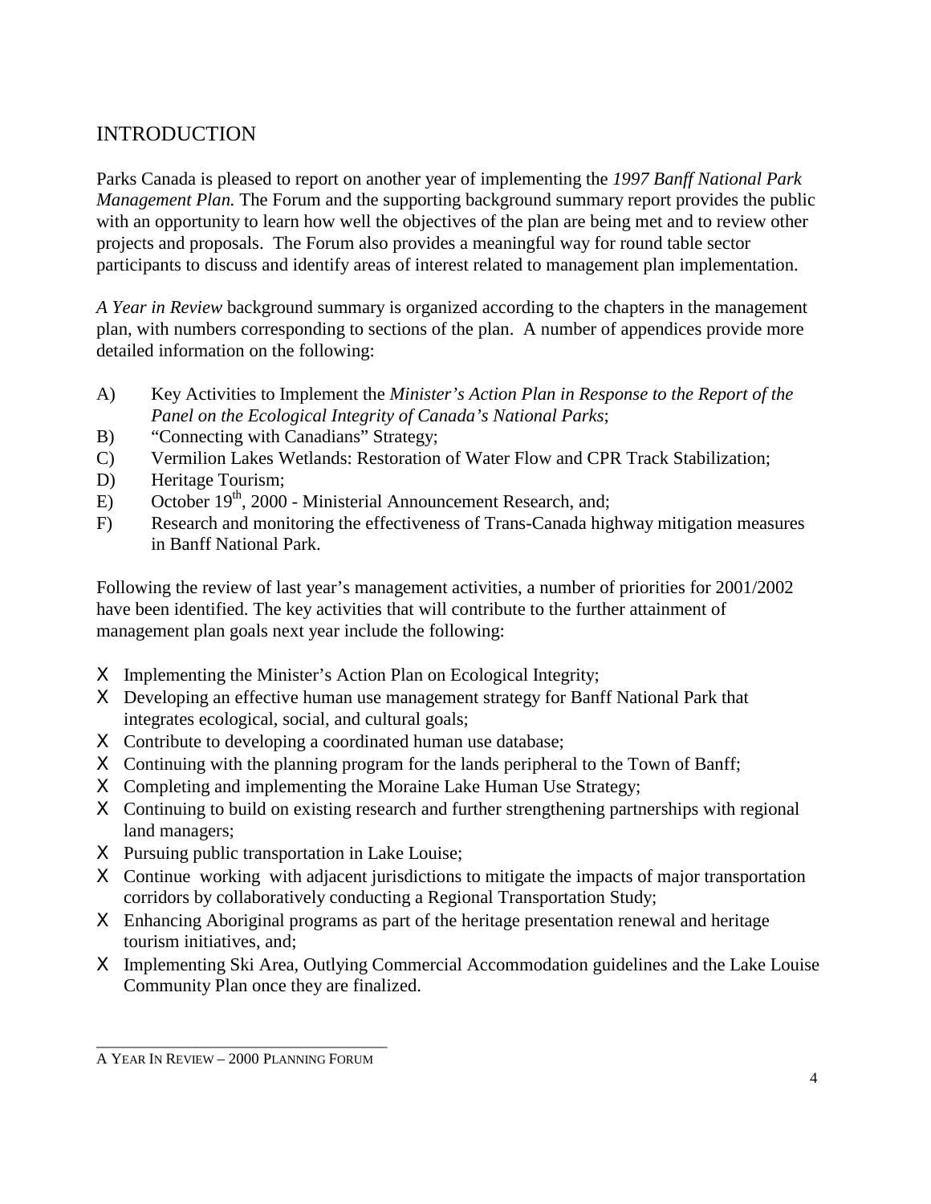## INTRODUCTION

Parks Canada is pleased to report on another year of implementing the *1997 Banff National Park Management Plan.* The Forum and the supporting background summary report provides the public with an opportunity to learn how well the objectives of the plan are being met and to review other projects and proposals. The Forum also provides a meaningful way for round table sector participants to discuss and identify areas of interest related to management plan implementation.

*A Year in Review* background summary is organized according to the chapters in the management plan, with numbers corresponding to sections of the plan. A number of appendices provide more detailed information on the following:

A) Key Activities to Implement the *Minister's Action Plan in Response to the Report of the Panel on the Ecological Integrity of Canada's National Parks*;
B) "Connecting with Canadians" Strategy;
C) Vermilion Lakes Wetlands: Restoration of Water Flow and CPR Track Stabilization;
D) Heritage Tourism;
E) October 19th, 2000 - Ministerial Announcement Research, and;
F) Research and monitoring the effectiveness of Trans-Canada highway mitigation measures in Banff National Park.

Following the review of last year's management activities, a number of priorities for 2001/2002 have been identified. The key activities that will contribute to the further attainment of management plan goals next year include the following:

- Implementing the Minister's Action Plan on Ecological Integrity;
- Developing an effective human use management strategy for Banff National Park that integrates ecological, social, and cultural goals;
- Contribute to developing a coordinated human use database;
- Continuing with the planning program for the lands peripheral to the Town of Banff;
- Completing and implementing the Moraine Lake Human Use Strategy;
- Continuing to build on existing research and further strengthening partnerships with regional land managers;
- Pursuing public transportation in Lake Louise;
- Continue working with adjacent jurisdictions to mitigate the impacts of major transportation corridors by collaboratively conducting a Regional Transportation Study;
- Enhancing Aboriginal programs as part of the heritage presentation renewal and heritage tourism initiatives, and;
- Implementing Ski Area, Outlying Commercial Accommodation guidelines and the Lake Louise Community Plan once they are finalized.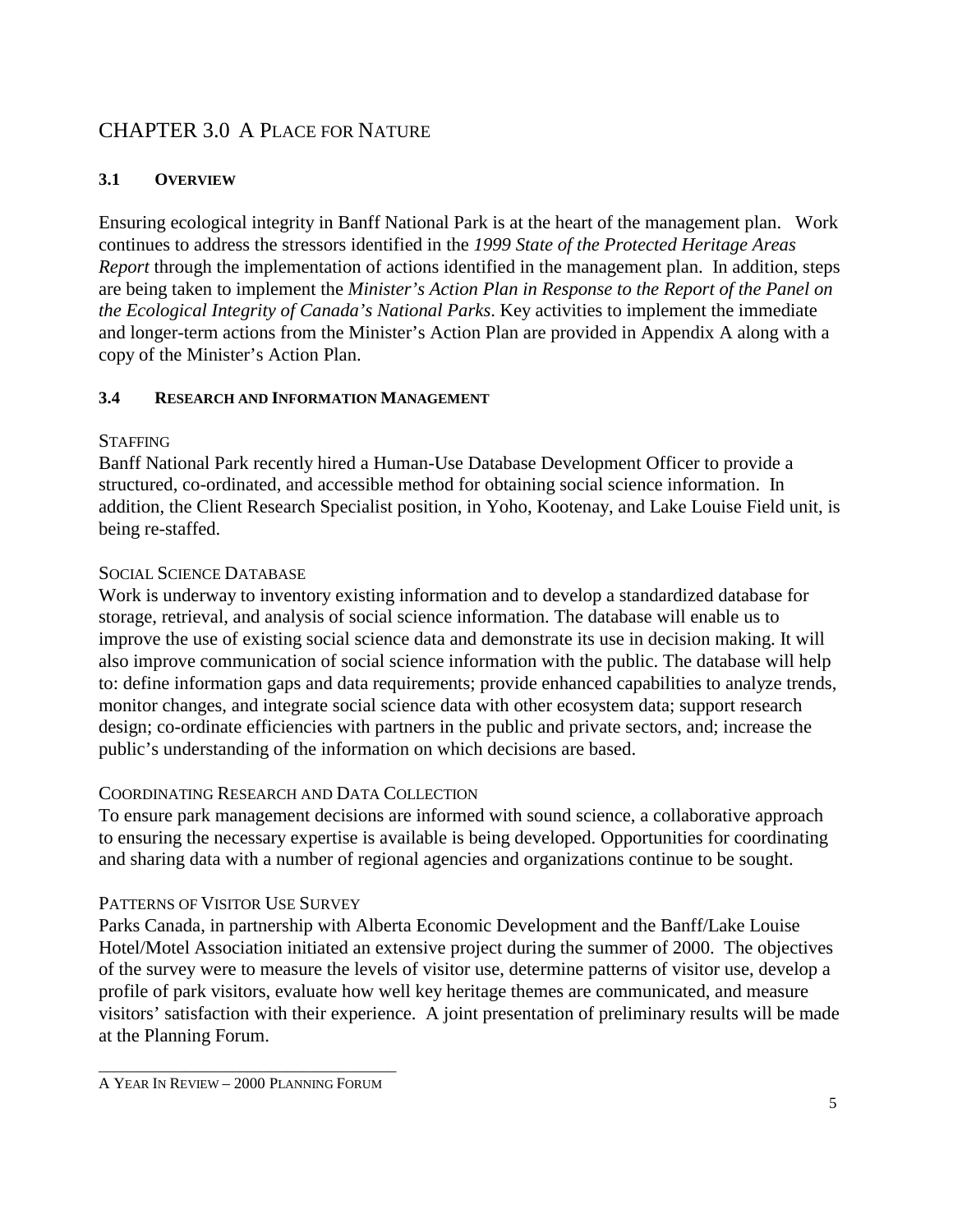# CHAPTER 3.0 A PLACE FOR NATURE

## 3.1 OVERVIEW

Ensuring ecological integrity in Banff National Park is at the heart of the management plan. Work continues to address the stressors identified in the *1999 State of the Protected Heritage Areas Report* through the implementation of actions identified in the management plan. In addition, steps are being taken to implement the *Minister's Action Plan in Response to the Report of the Panel on the Ecological Integrity of Canada's National Parks*. Key activities to implement the immediate and longer-term actions from the Minister's Action Plan are provided in Appendix A along with a copy of the Minister's Action Plan.

## 3.4 RESEARCH AND INFORMATION MANAGEMENT

### STAFFING

Banff National Park recently hired a Human-Use Database Development Officer to provide a structured, co-ordinated, and accessible method for obtaining social science information. In addition, the Client Research Specialist position, in Yoho, Kootenay, and Lake Louise Field unit, is being re-staffed.

### SOCIAL SCIENCE DATABASE

Work is underway to inventory existing information and to develop a standardized database for storage, retrieval, and analysis of social science information. The database will enable us to improve the use of existing social science data and demonstrate its use in decision making. It will also improve communication of social science information with the public. The database will help to: define information gaps and data requirements; provide enhanced capabilities to analyze trends, monitor changes, and integrate social science data with other ecosystem data; support research design; co-ordinate efficiencies with partners in the public and private sectors, and; increase the public's understanding of the information on which decisions are based.

### COORDINATING RESEARCH AND DATA COLLECTION

To ensure park management decisions are informed with sound science, a collaborative approach to ensuring the necessary expertise is available is being developed. Opportunities for coordinating and sharing data with a number of regional agencies and organizations continue to be sought.

### PATTERNS OF VISITOR USE SURVEY

Parks Canada, in partnership with Alberta Economic Development and the Banff/Lake Louise Hotel/Motel Association initiated an extensive project during the summer of 2000. The objectives of the survey were to measure the levels of visitor use, determine patterns of visitor use, develop a profile of park visitors, evaluate how well key heritage themes are communicated, and measure visitors' satisfaction with their experience. A joint presentation of preliminary results will be made at the Planning Forum.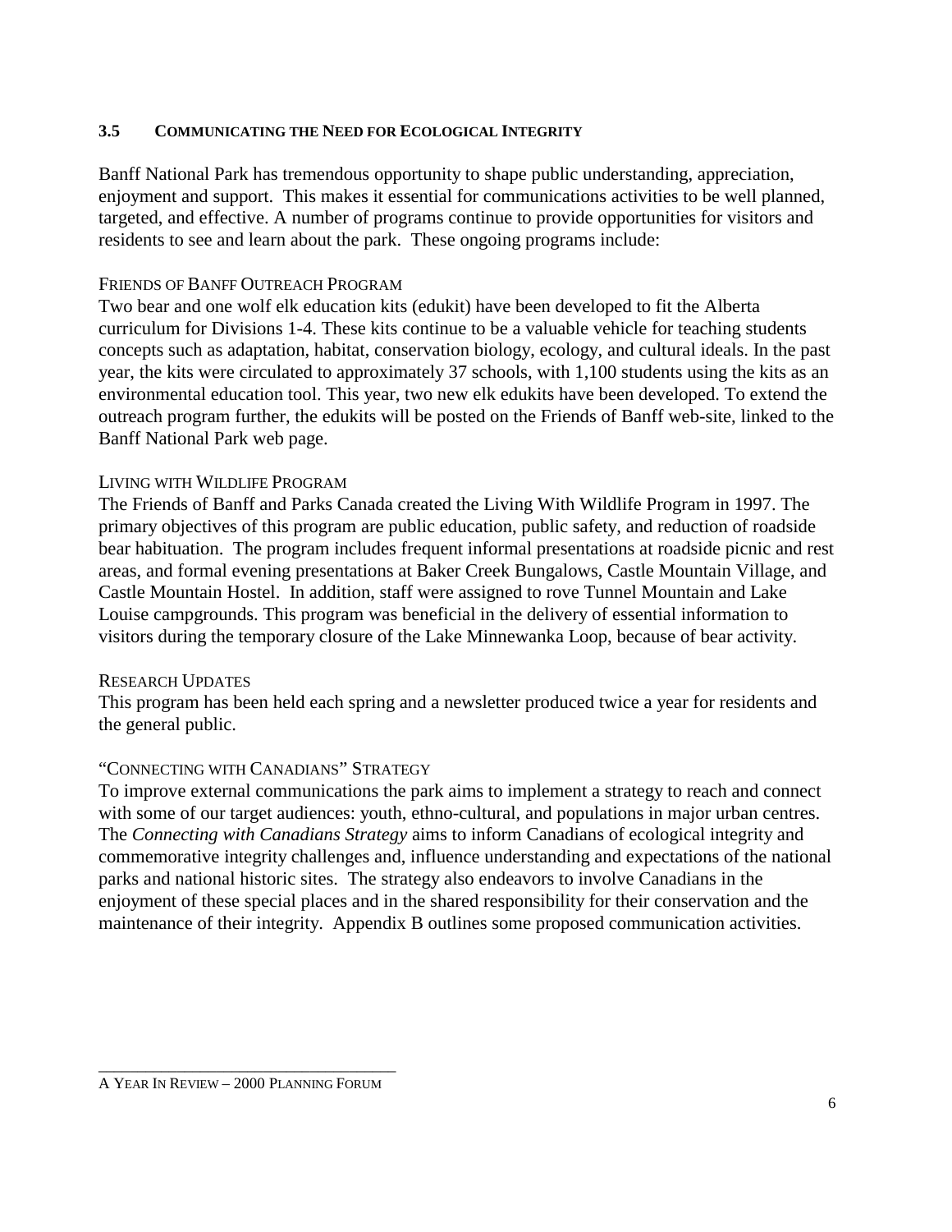### 3.5 COMMUNICATING THE NEED FOR ECOLOGICAL INTEGRITY

Banff National Park has tremendous opportunity to shape public understanding, appreciation, enjoyment and support. This makes it essential for communications activities to be well planned, targeted, and effective. A number of programs continue to provide opportunities for visitors and residents to see and learn about the park. These ongoing programs include:

FRIENDS OF BANFF OUTREACH PROGRAM

Two bear and one wolf elk education kits (edukit) have been developed to fit the Alberta curriculum for Divisions 1-4. These kits continue to be a valuable vehicle for teaching students concepts such as adaptation, habitat, conservation biology, ecology, and cultural ideals. In the past year, the kits were circulated to approximately 37 schools, with 1,100 students using the kits as an environmental education tool. This year, two new elk edukits have been developed. To extend the outreach program further, the edukits will be posted on the Friends of Banff web-site, linked to the Banff National Park web page.

LIVING WITH WILDLIFE PROGRAM

The Friends of Banff and Parks Canada created the Living With Wildlife Program in 1997. The primary objectives of this program are public education, public safety, and reduction of roadside bear habituation. The program includes frequent informal presentations at roadside picnic and rest areas, and formal evening presentations at Baker Creek Bungalows, Castle Mountain Village, and Castle Mountain Hostel. In addition, staff were assigned to rove Tunnel Mountain and Lake Louise campgrounds. This program was beneficial in the delivery of essential information to visitors during the temporary closure of the Lake Minnewanka Loop, because of bear activity.

RESEARCH UPDATES

This program has been held each spring and a newsletter produced twice a year for residents and the general public.

"CONNECTING WITH CANADIANS" STRATEGY

To improve external communications the park aims to implement a strategy to reach and connect with some of our target audiences: youth, ethno-cultural, and populations in major urban centres. The *Connecting with Canadians Strategy* aims to inform Canadians of ecological integrity and commemorative integrity challenges and, influence understanding and expectations of the national parks and national historic sites. The strategy also endeavors to involve Canadians in the enjoyment of these special places and in the shared responsibility for their conservation and the maintenance of their integrity. Appendix B outlines some proposed communication activities.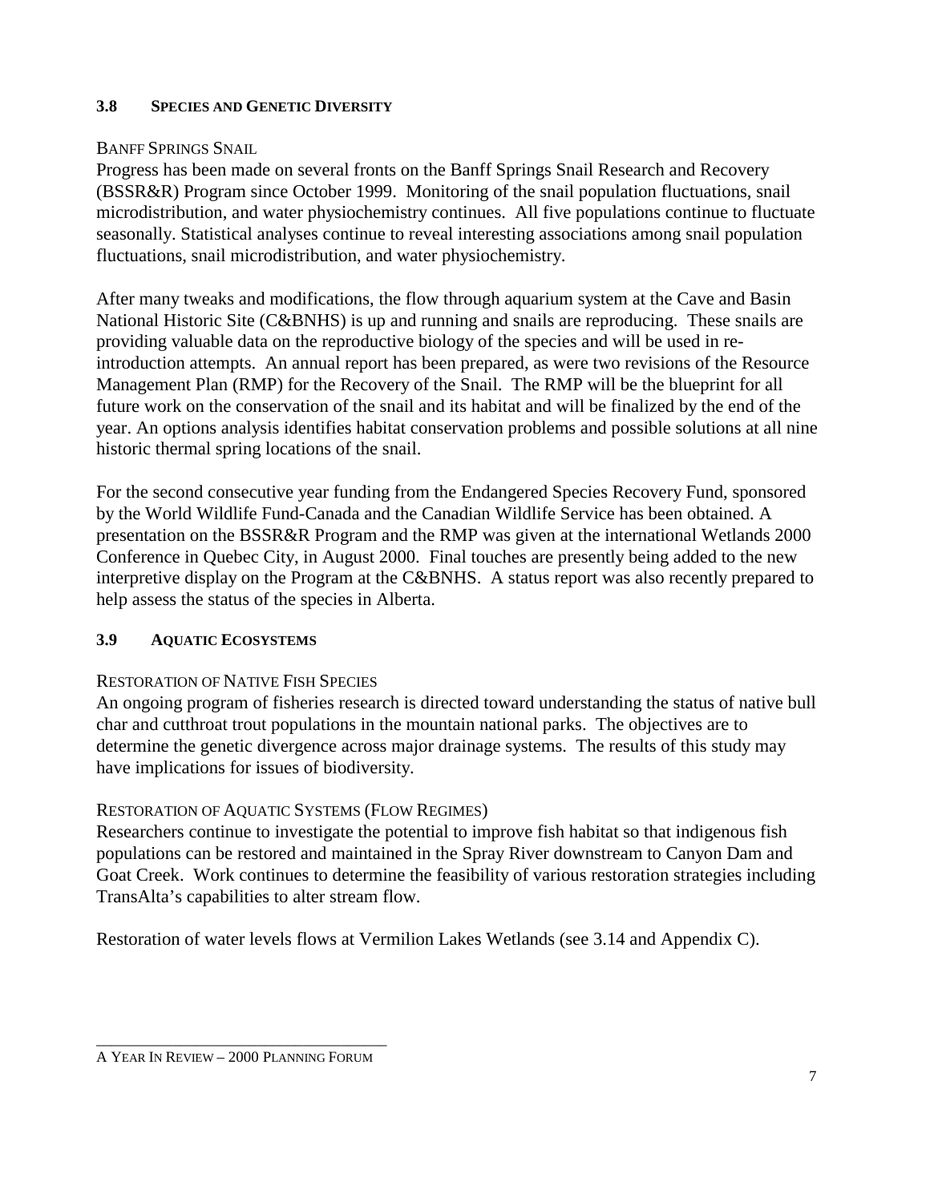## 3.8 Species and Genetic Diversity

### Banff Springs Snail

Progress has been made on several fronts on the Banff Springs Snail Research and Recovery (BSSR&R) Program since October 1999. Monitoring of the snail population fluctuations, snail microdistribution, and water physiochemistry continues. All five populations continue to fluctuate seasonally. Statistical analyses continue to reveal interesting associations among snail population fluctuations, snail microdistribution, and water physiochemistry.

After many tweaks and modifications, the flow through aquarium system at the Cave and Basin National Historic Site (C&BNHS) is up and running and snails are reproducing. These snails are providing valuable data on the reproductive biology of the species and will be used in re-introduction attempts. An annual report has been prepared, as were two revisions of the Resource Management Plan (RMP) for the Recovery of the Snail. The RMP will be the blueprint for all future work on the conservation of the snail and its habitat and will be finalized by the end of the year. An options analysis identifies habitat conservation problems and possible solutions at all nine historic thermal spring locations of the snail.

For the second consecutive year funding from the Endangered Species Recovery Fund, sponsored by the World Wildlife Fund-Canada and the Canadian Wildlife Service has been obtained. A presentation on the BSSR&R Program and the RMP was given at the international Wetlands 2000 Conference in Quebec City, in August 2000. Final touches are presently being added to the new interpretive display on the Program at the C&BNHS. A status report was also recently prepared to help assess the status of the species in Alberta.

## 3.9 Aquatic Ecosystems

### Restoration of Native Fish Species

An ongoing program of fisheries research is directed toward understanding the status of native bull char and cutthroat trout populations in the mountain national parks. The objectives are to determine the genetic divergence across major drainage systems. The results of this study may have implications for issues of biodiversity.

### Restoration of Aquatic Systems (Flow Regimes)

Researchers continue to investigate the potential to improve fish habitat so that indigenous fish populations can be restored and maintained in the Spray River downstream to Canyon Dam and Goat Creek. Work continues to determine the feasibility of various restoration strategies including TransAlta's capabilities to alter stream flow.

Restoration of water levels flows at Vermilion Lakes Wetlands (see 3.14 and Appendix C).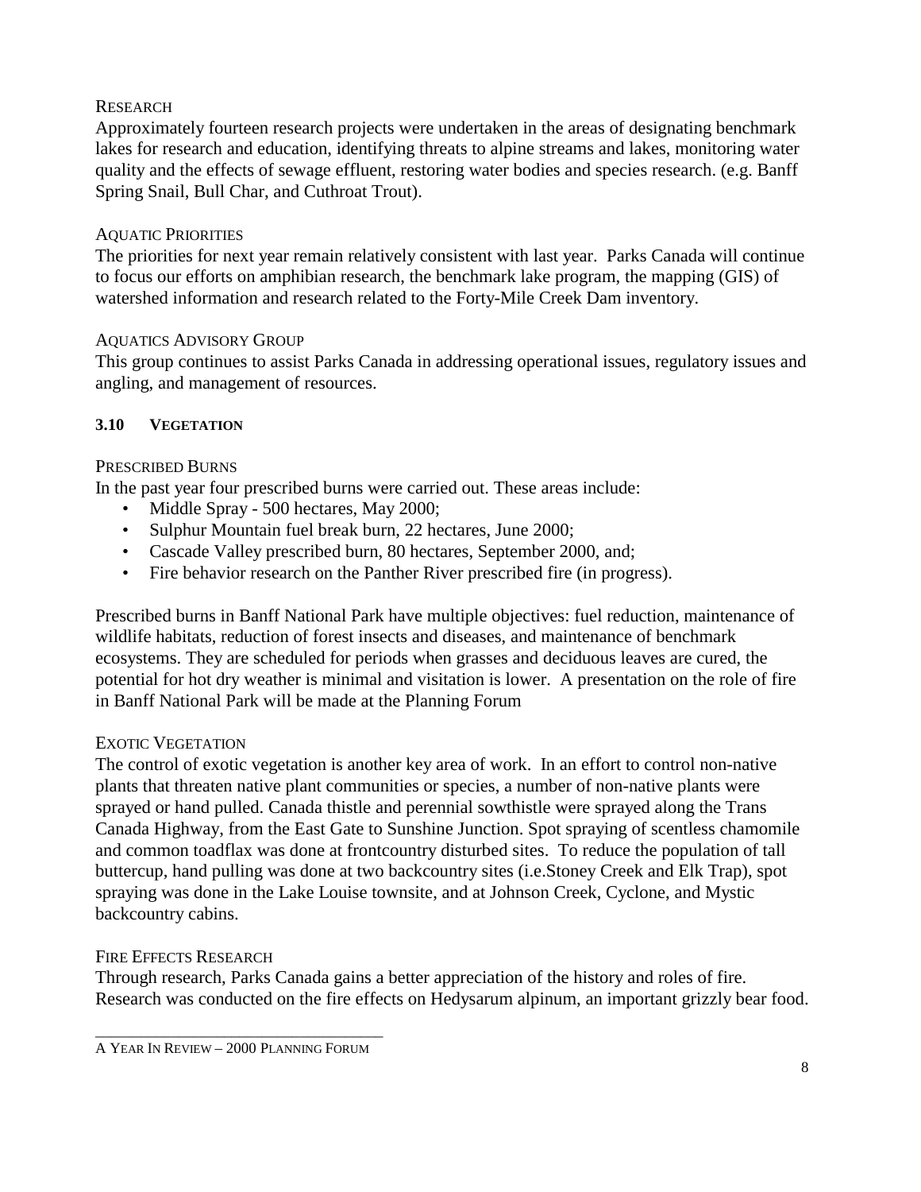#### Research

Approximately fourteen research projects were undertaken in the areas of designating benchmark lakes for research and education, identifying threats to alpine streams and lakes, monitoring water quality and the effects of sewage effluent, restoring water bodies and species research. (e.g. Banff Spring Snail, Bull Char, and Cutthroat Trout).

#### Aquatic Priorities

The priorities for next year remain relatively consistent with last year. Parks Canada will continue to focus our efforts on amphibian research, the benchmark lake program, the mapping (GIS) of watershed information and research related to the Forty-Mile Creek Dam inventory.

#### Aquatics Advisory Group

This group continues to assist Parks Canada in addressing operational issues, regulatory issues and angling, and management of resources.

### 3.10 Vegetation

#### Prescribed Burns

In the past year four prescribed burns were carried out. These areas include:

- Middle Spray - 500 hectares, May 2000;
- Sulphur Mountain fuel break burn, 22 hectares, June 2000;
- Cascade Valley prescribed burn, 80 hectares, September 2000, and;
- Fire behavior research on the Panther River prescribed fire (in progress).

Prescribed burns in Banff National Park have multiple objectives: fuel reduction, maintenance of wildlife habitats, reduction of forest insects and diseases, and maintenance of benchmark ecosystems. They are scheduled for periods when grasses and deciduous leaves are cured, the potential for hot dry weather is minimal and visitation is lower. A presentation on the role of fire in Banff National Park will be made at the Planning Forum

#### Exotic Vegetation

The control of exotic vegetation is another key area of work. In an effort to control non-native plants that threaten native plant communities or species, a number of non-native plants were sprayed or hand pulled. Canada thistle and perennial sowthistle were sprayed along the Trans Canada Highway, from the East Gate to Sunshine Junction. Spot spraying of scentless chamomile and common toadflax was done at frontcountry disturbed sites. To reduce the population of tall buttercup, hand pulling was done at two backcountry sites (i.e.Stoney Creek and Elk Trap), spot spraying was done in the Lake Louise townsite, and at Johnson Creek, Cyclone, and Mystic backcountry cabins.

#### Fire Effects Research

Through research, Parks Canada gains a better appreciation of the history and roles of fire. Research was conducted on the fire effects on Hedysarum alpinum, an important grizzly bear food.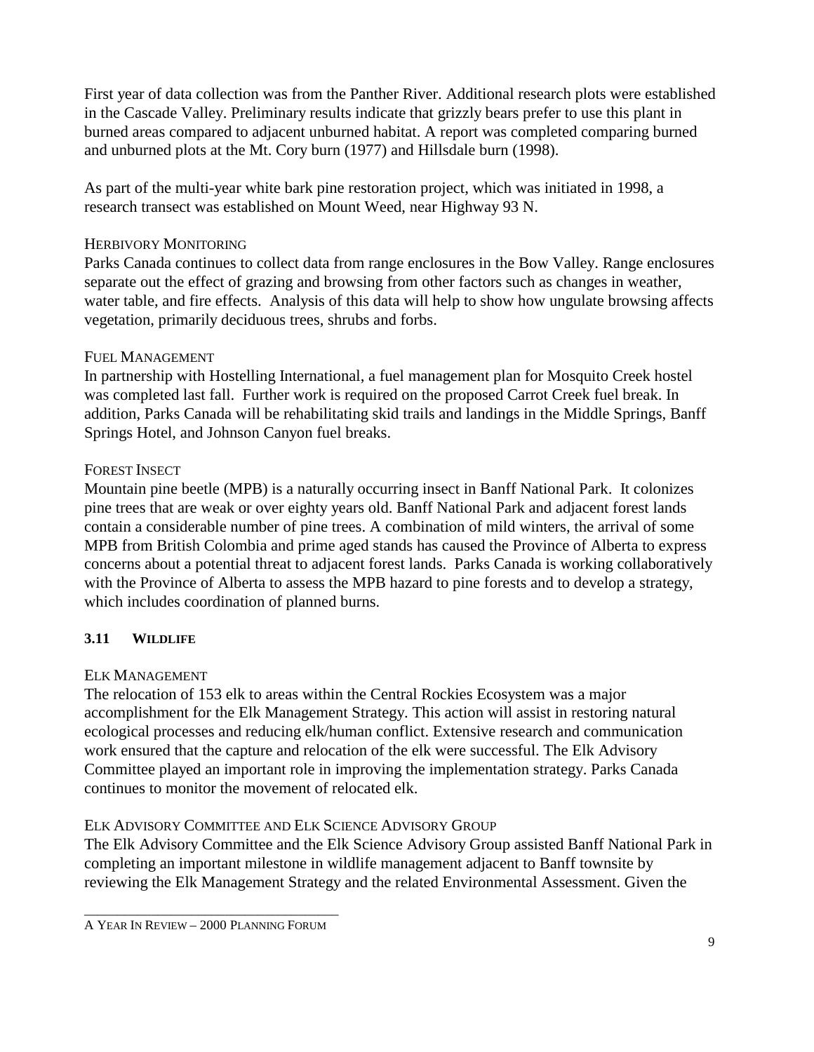First year of data collection was from the Panther River. Additional research plots were established in the Cascade Valley. Preliminary results indicate that grizzly bears prefer to use this plant in burned areas compared to adjacent unburned habitat. A report was completed comparing burned and unburned plots at the Mt. Cory burn (1977) and Hillsdale burn (1998).

As part of the multi-year white bark pine restoration project, which was initiated in 1998, a research transect was established on Mount Weed, near Highway 93 N.

#### Herbivory Monitoring

Parks Canada continues to collect data from range enclosures in the Bow Valley. Range enclosures separate out the effect of grazing and browsing from other factors such as changes in weather, water table, and fire effects. Analysis of this data will help to show how ungulate browsing affects vegetation, primarily deciduous trees, shrubs and forbs.

#### Fuel Management

In partnership with Hostelling International, a fuel management plan for Mosquito Creek hostel was completed last fall. Further work is required on the proposed Carrot Creek fuel break. In addition, Parks Canada will be rehabilitating skid trails and landings in the Middle Springs, Banff Springs Hotel, and Johnson Canyon fuel breaks.

#### Forest Insect

Mountain pine beetle (MPB) is a naturally occurring insect in Banff National Park. It colonizes pine trees that are weak or over eighty years old. Banff National Park and adjacent forest lands contain a considerable number of pine trees. A combination of mild winters, the arrival of some MPB from British Colombia and prime aged stands has caused the Province of Alberta to express concerns about a potential threat to adjacent forest lands. Parks Canada is working collaboratively with the Province of Alberta to assess the MPB hazard to pine forests and to develop a strategy, which includes coordination of planned burns.

### 3.11 Wildlife

#### Elk Management

The relocation of 153 elk to areas within the Central Rockies Ecosystem was a major accomplishment for the Elk Management Strategy. This action will assist in restoring natural ecological processes and reducing elk/human conflict. Extensive research and communication work ensured that the capture and relocation of the elk were successful. The Elk Advisory Committee played an important role in improving the implementation strategy. Parks Canada continues to monitor the movement of relocated elk.

#### Elk Advisory Committee and Elk Science Advisory Group

The Elk Advisory Committee and the Elk Science Advisory Group assisted Banff National Park in completing an important milestone in wildlife management adjacent to Banff townsite by reviewing the Elk Management Strategy and the related Environmental Assessment. Given the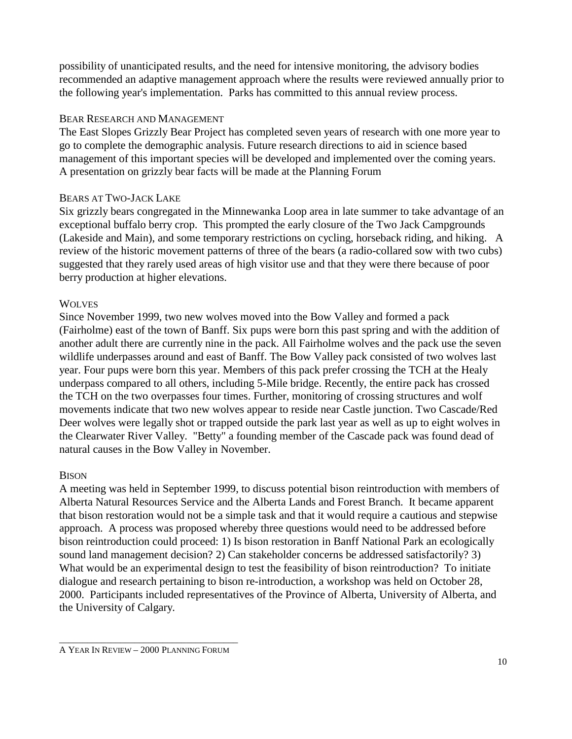possibility of unanticipated results, and the need for intensive monitoring, the advisory bodies recommended an adaptive management approach where the results were reviewed annually prior to the following year's implementation. Parks has committed to this annual review process.

### Bear Research and Management

The East Slopes Grizzly Bear Project has completed seven years of research with one more year to go to complete the demographic analysis. Future research directions to aid in science based management of this important species will be developed and implemented over the coming years. A presentation on grizzly bear facts will be made at the Planning Forum

### Bears at Two-Jack Lake

Six grizzly bears congregated in the Minnewanka Loop area in late summer to take advantage of an exceptional buffalo berry crop. This prompted the early closure of the Two Jack Campgrounds (Lakeside and Main), and some temporary restrictions on cycling, horseback riding, and hiking. A review of the historic movement patterns of three of the bears (a radio-collared sow with two cubs) suggested that they rarely used areas of high visitor use and that they were there because of poor berry production at higher elevations.

### Wolves

Since November 1999, two new wolves moved into the Bow Valley and formed a pack (Fairholme) east of the town of Banff. Six pups were born this past spring and with the addition of another adult there are currently nine in the pack. All Fairholme wolves and the pack use the seven wildlife underpasses around and east of Banff. The Bow Valley pack consisted of two wolves last year. Four pups were born this year. Members of this pack prefer crossing the TCH at the Healy underpass compared to all others, including 5-Mile bridge. Recently, the entire pack has crossed the TCH on the two overpasses four times. Further, monitoring of crossing structures and wolf movements indicate that two new wolves appear to reside near Castle junction. Two Cascade/Red Deer wolves were legally shot or trapped outside the park last year as well as up to eight wolves in the Clearwater River Valley. "Betty" a founding member of the Cascade pack was found dead of natural causes in the Bow Valley in November.

### Bison

A meeting was held in September 1999, to discuss potential bison reintroduction with members of Alberta Natural Resources Service and the Alberta Lands and Forest Branch. It became apparent that bison restoration would not be a simple task and that it would require a cautious and stepwise approach. A process was proposed whereby three questions would need to be addressed before bison reintroduction could proceed: 1) Is bison restoration in Banff National Park an ecologically sound land management decision? 2) Can stakeholder concerns be addressed satisfactorily? 3) What would be an experimental design to test the feasibility of bison reintroduction? To initiate dialogue and research pertaining to bison re-introduction, a workshop was held on October 28, 2000. Participants included representatives of the Province of Alberta, University of Alberta, and the University of Calgary.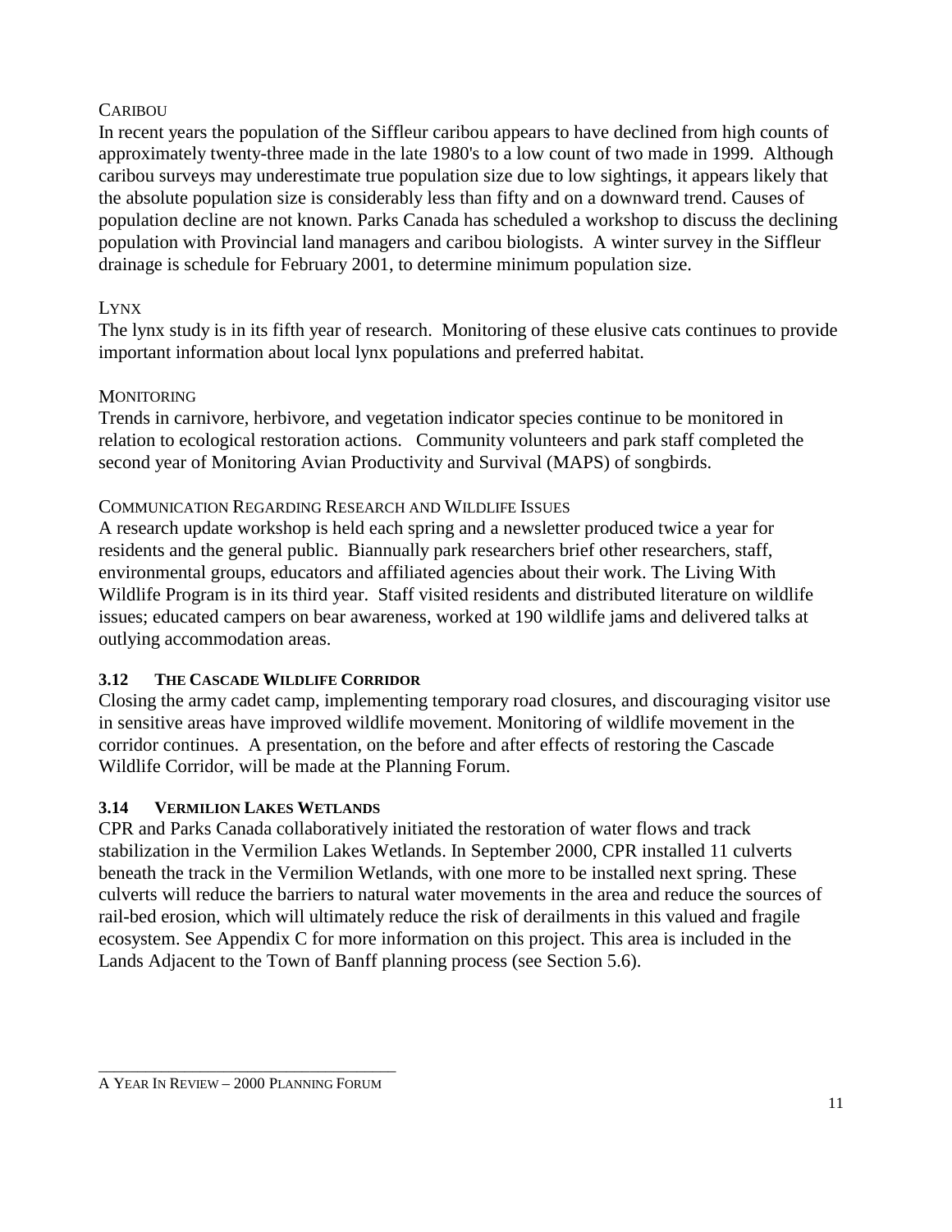#### Caribou

In recent years the population of the Siffleur caribou appears to have declined from high counts of approximately twenty-three made in the late 1980's to a low count of two made in 1999. Although caribou surveys may underestimate true population size due to low sightings, it appears likely that the absolute population size is considerably less than fifty and on a downward trend. Causes of population decline are not known. Parks Canada has scheduled a workshop to discuss the declining population with Provincial land managers and caribou biologists. A winter survey in the Siffleur drainage is schedule for February 2001, to determine minimum population size.

#### Lynx

The lynx study is in its fifth year of research. Monitoring of these elusive cats continues to provide important information about local lynx populations and preferred habitat.

#### Monitoring

Trends in carnivore, herbivore, and vegetation indicator species continue to be monitored in relation to ecological restoration actions. Community volunteers and park staff completed the second year of Monitoring Avian Productivity and Survival (MAPS) of songbirds.

#### Communication Regarding Research and Wildlife Issues

A research update workshop is held each spring and a newsletter produced twice a year for residents and the general public. Biannually park researchers brief other researchers, staff, environmental groups, educators and affiliated agencies about their work. The Living With Wildlife Program is in its third year. Staff visited residents and distributed literature on wildlife issues; educated campers on bear awareness, worked at 190 wildlife jams and delivered talks at outlying accommodation areas.

### 3.12 The Cascade Wildlife Corridor

Closing the army cadet camp, implementing temporary road closures, and discouraging visitor use in sensitive areas have improved wildlife movement. Monitoring of wildlife movement in the corridor continues. A presentation, on the before and after effects of restoring the Cascade Wildlife Corridor, will be made at the Planning Forum.

### 3.14 Vermilion Lakes Wetlands

CPR and Parks Canada collaboratively initiated the restoration of water flows and track stabilization in the Vermilion Lakes Wetlands. In September 2000, CPR installed 11 culverts beneath the track in the Vermilion Wetlands, with one more to be installed next spring. These culverts will reduce the barriers to natural water movements in the area and reduce the sources of rail-bed erosion, which will ultimately reduce the risk of derailments in this valued and fragile ecosystem. See Appendix C for more information on this project. This area is included in the Lands Adjacent to the Town of Banff planning process (see Section 5.6).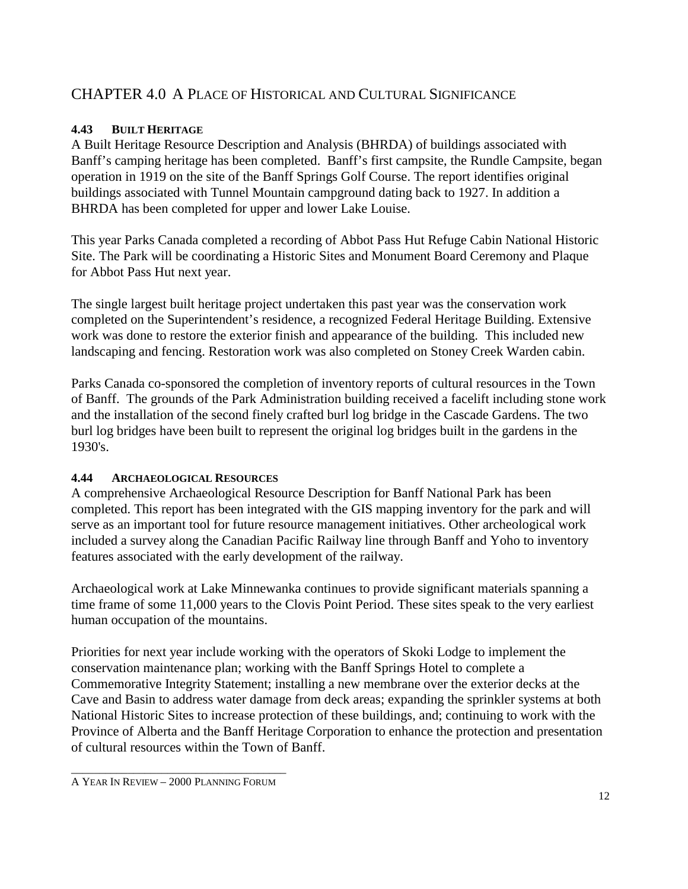# CHAPTER 4.0 A PLACE OF HISTORICAL AND CULTURAL SIGNIFICANCE

### 4.43 BUILT HERITAGE

A Built Heritage Resource Description and Analysis (BHRDA) of buildings associated with Banff's camping heritage has been completed. Banff's first campsite, the Rundle Campsite, began operation in 1919 on the site of the Banff Springs Golf Course. The report identifies original buildings associated with Tunnel Mountain campground dating back to 1927. In addition a BHRDA has been completed for upper and lower Lake Louise.

This year Parks Canada completed a recording of Abbot Pass Hut Refuge Cabin National Historic Site. The Park will be coordinating a Historic Sites and Monument Board Ceremony and Plaque for Abbot Pass Hut next year.

The single largest built heritage project undertaken this past year was the conservation work completed on the Superintendent's residence, a recognized Federal Heritage Building. Extensive work was done to restore the exterior finish and appearance of the building. This included new landscaping and fencing. Restoration work was also completed on Stoney Creek Warden cabin.

Parks Canada co-sponsored the completion of inventory reports of cultural resources in the Town of Banff. The grounds of the Park Administration building received a facelift including stone work and the installation of the second finely crafted burl log bridge in the Cascade Gardens. The two burl log bridges have been built to represent the original log bridges built in the gardens in the 1930's.

### 4.44 ARCHAEOLOGICAL RESOURCES

A comprehensive Archaeological Resource Description for Banff National Park has been completed. This report has been integrated with the GIS mapping inventory for the park and will serve as an important tool for future resource management initiatives. Other archeological work included a survey along the Canadian Pacific Railway line through Banff and Yoho to inventory features associated with the early development of the railway.

Archaeological work at Lake Minnewanka continues to provide significant materials spanning a time frame of some 11,000 years to the Clovis Point Period. These sites speak to the very earliest human occupation of the mountains.

Priorities for next year include working with the operators of Skoki Lodge to implement the conservation maintenance plan; working with the Banff Springs Hotel to complete a Commemorative Integrity Statement; installing a new membrane over the exterior decks at the Cave and Basin to address water damage from deck areas; expanding the sprinkler systems at both National Historic Sites to increase protection of these buildings, and; continuing to work with the Province of Alberta and the Banff Heritage Corporation to enhance the protection and presentation of cultural resources within the Town of Banff.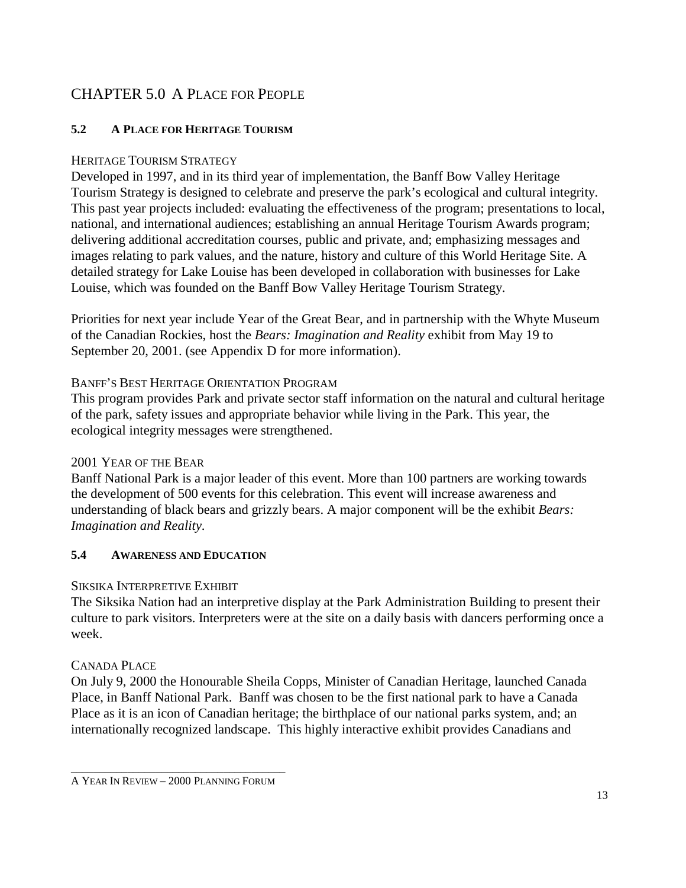# CHAPTER 5.0 A PLACE FOR PEOPLE

## 5.2 A PLACE FOR HERITAGE TOURISM

### HERITAGE TOURISM STRATEGY

Developed in 1997, and in its third year of implementation, the Banff Bow Valley Heritage Tourism Strategy is designed to celebrate and preserve the park's ecological and cultural integrity. This past year projects included: evaluating the effectiveness of the program; presentations to local, national, and international audiences; establishing an annual Heritage Tourism Awards program; delivering additional accreditation courses, public and private, and; emphasizing messages and images relating to park values, and the nature, history and culture of this World Heritage Site. A detailed strategy for Lake Louise has been developed in collaboration with businesses for Lake Louise, which was founded on the Banff Bow Valley Heritage Tourism Strategy.

Priorities for next year include Year of the Great Bear, and in partnership with the Whyte Museum of the Canadian Rockies, host the *Bears: Imagination and Reality* exhibit from May 19 to September 20, 2001. (see Appendix D for more information).

### BANFF'S BEST HERITAGE ORIENTATION PROGRAM

This program provides Park and private sector staff information on the natural and cultural heritage of the park, safety issues and appropriate behavior while living in the Park. This year, the ecological integrity messages were strengthened.

### 2001 YEAR OF THE BEAR

Banff National Park is a major leader of this event. More than 100 partners are working towards the development of 500 events for this celebration. This event will increase awareness and understanding of black bears and grizzly bears. A major component will be the exhibit *Bears: Imagination and Reality*.

## 5.4 AWARENESS AND EDUCATION

### SIKSIKA INTERPRETIVE EXHIBIT

The Siksika Nation had an interpretive display at the Park Administration Building to present their culture to park visitors. Interpreters were at the site on a daily basis with dancers performing once a week.

### CANADA PLACE

On July 9, 2000 the Honourable Sheila Copps, Minister of Canadian Heritage, launched Canada Place, in Banff National Park. Banff was chosen to be the first national park to have a Canada Place as it is an icon of Canadian heritage; the birthplace of our national parks system, and; an internationally recognized landscape. This highly interactive exhibit provides Canadians and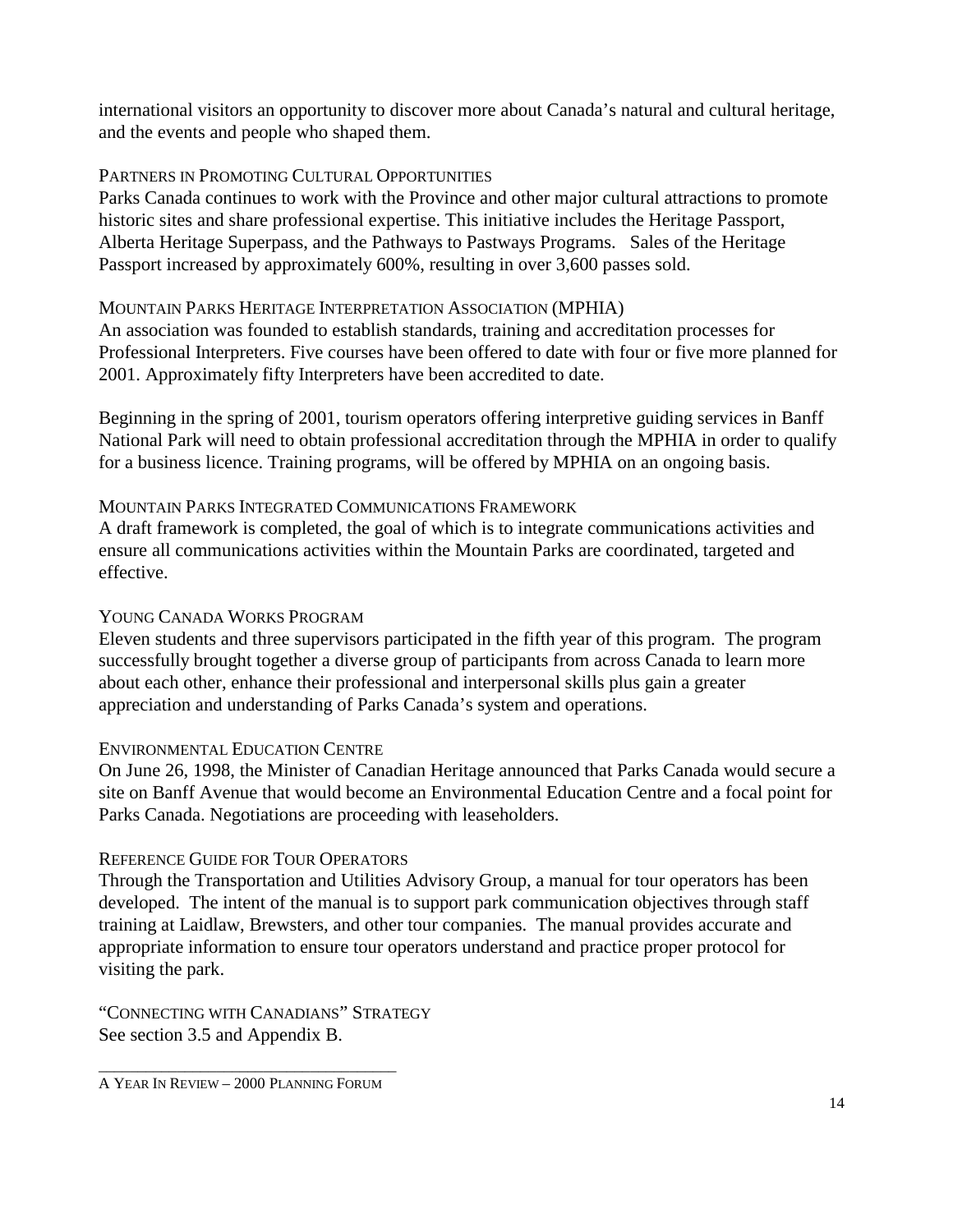international visitors an opportunity to discover more about Canada's natural and cultural heritage, and the events and people who shaped them.

### PARTNERS IN PROMOTING CULTURAL OPPORTUNITIES

Parks Canada continues to work with the Province and other major cultural attractions to promote historic sites and share professional expertise. This initiative includes the Heritage Passport, Alberta Heritage Superpass, and the Pathways to Pastways Programs. Sales of the Heritage Passport increased by approximately 600%, resulting in over 3,600 passes sold.

### MOUNTAIN PARKS HERITAGE INTERPRETATION ASSOCIATION (MPHIA)

An association was founded to establish standards, training and accreditation processes for Professional Interpreters. Five courses have been offered to date with four or five more planned for 2001. Approximately fifty Interpreters have been accredited to date.

Beginning in the spring of 2001, tourism operators offering interpretive guiding services in Banff National Park will need to obtain professional accreditation through the MPHIA in order to qualify for a business licence. Training programs, will be offered by MPHIA on an ongoing basis.

### MOUNTAIN PARKS INTEGRATED COMMUNICATIONS FRAMEWORK

A draft framework is completed, the goal of which is to integrate communications activities and ensure all communications activities within the Mountain Parks are coordinated, targeted and effective.

### YOUNG CANADA WORKS PROGRAM

Eleven students and three supervisors participated in the fifth year of this program. The program successfully brought together a diverse group of participants from across Canada to learn more about each other, enhance their professional and interpersonal skills plus gain a greater appreciation and understanding of Parks Canada's system and operations.

### ENVIRONMENTAL EDUCATION CENTRE

On June 26, 1998, the Minister of Canadian Heritage announced that Parks Canada would secure a site on Banff Avenue that would become an Environmental Education Centre and a focal point for Parks Canada. Negotiations are proceeding with leaseholders.

### REFERENCE GUIDE FOR TOUR OPERATORS

Through the Transportation and Utilities Advisory Group, a manual for tour operators has been developed. The intent of the manual is to support park communication objectives through staff training at Laidlaw, Brewsters, and other tour companies. The manual provides accurate and appropriate information to ensure tour operators understand and practice proper protocol for visiting the park.

### "CONNECTING WITH CANADIANS" STRATEGY

See section 3.5 and Appendix B.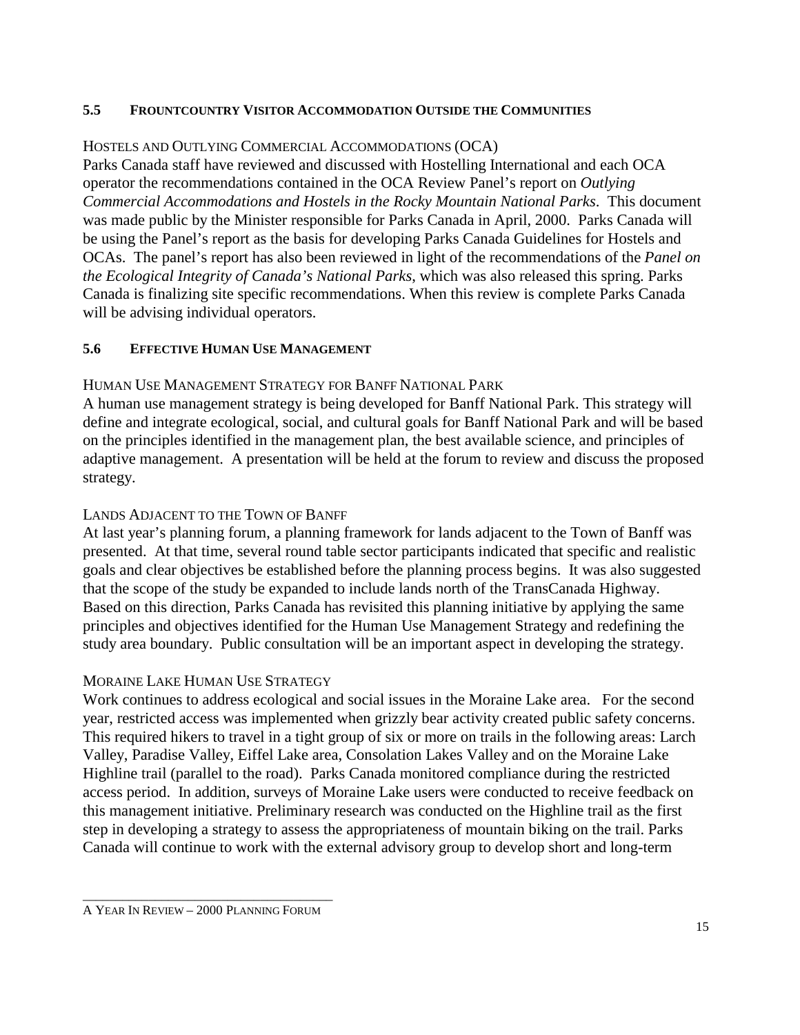### 5.5 FROUNTCOUNTRY VISITOR ACCOMMODATION OUTSIDE THE COMMUNITIES

HOSTELS AND OUTLYING COMMERCIAL ACCOMMODATIONS (OCA)

Parks Canada staff have reviewed and discussed with Hostelling International and each OCA operator the recommendations contained in the OCA Review Panel's report on *Outlying Commercial Accommodations and Hostels in the Rocky Mountain National Parks*. This document was made public by the Minister responsible for Parks Canada in April, 2000. Parks Canada will be using the Panel's report as the basis for developing Parks Canada Guidelines for Hostels and OCAs. The panel's report has also been reviewed in light of the recommendations of the *Panel on the Ecological Integrity of Canada's National Parks*, which was also released this spring. Parks Canada is finalizing site specific recommendations. When this review is complete Parks Canada will be advising individual operators.

### 5.6 EFFECTIVE HUMAN USE MANAGEMENT

HUMAN USE MANAGEMENT STRATEGY FOR BANFF NATIONAL PARK

A human use management strategy is being developed for Banff National Park. This strategy will define and integrate ecological, social, and cultural goals for Banff National Park and will be based on the principles identified in the management plan, the best available science, and principles of adaptive management. A presentation will be held at the forum to review and discuss the proposed strategy.

LANDS ADJACENT TO THE TOWN OF BANFF

At last year's planning forum, a planning framework for lands adjacent to the Town of Banff was presented. At that time, several round table sector participants indicated that specific and realistic goals and clear objectives be established before the planning process begins. It was also suggested that the scope of the study be expanded to include lands north of the TransCanada Highway. Based on this direction, Parks Canada has revisited this planning initiative by applying the same principles and objectives identified for the Human Use Management Strategy and redefining the study area boundary. Public consultation will be an important aspect in developing the strategy.

MORAINE LAKE HUMAN USE STRATEGY

Work continues to address ecological and social issues in the Moraine Lake area. For the second year, restricted access was implemented when grizzly bear activity created public safety concerns. This required hikers to travel in a tight group of six or more on trails in the following areas: Larch Valley, Paradise Valley, Eiffel Lake area, Consolation Lakes Valley and on the Moraine Lake Highline trail (parallel to the road). Parks Canada monitored compliance during the restricted access period. In addition, surveys of Moraine Lake users were conducted to receive feedback on this management initiative. Preliminary research was conducted on the Highline trail as the first step in developing a strategy to assess the appropriateness of mountain biking on the trail. Parks Canada will continue to work with the external advisory group to develop short and long-term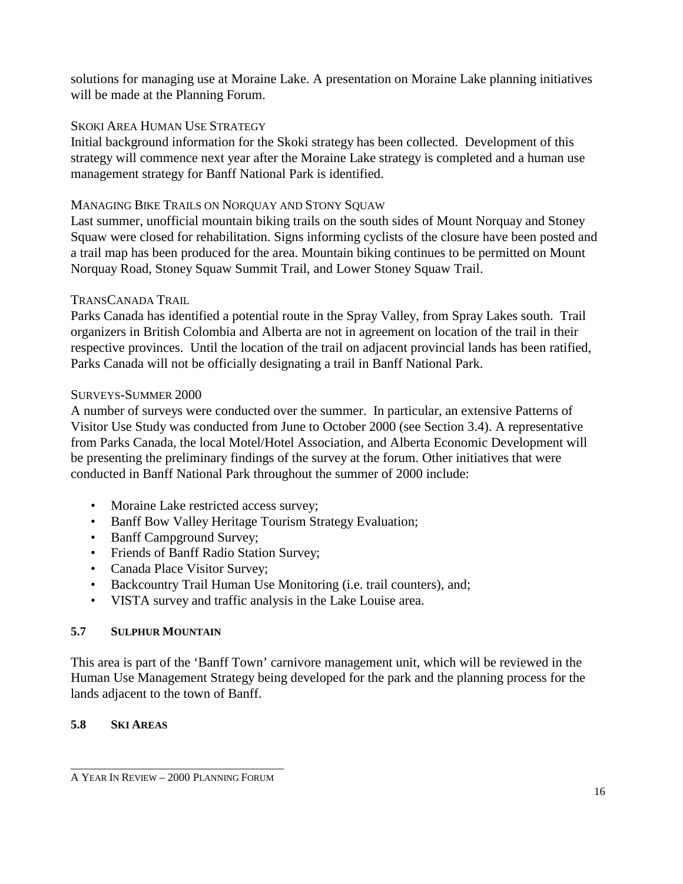solutions for managing use at Moraine Lake. A presentation on Moraine Lake planning initiatives will be made at the Planning Forum.

#### Skoki Area Human Use Strategy

Initial background information for the Skoki strategy has been collected. Development of this strategy will commence next year after the Moraine Lake strategy is completed and a human use management strategy for Banff National Park is identified.

#### Managing Bike Trails on Norquay and Stony Squaw

Last summer, unofficial mountain biking trails on the south sides of Mount Norquay and Stoney Squaw were closed for rehabilitation. Signs informing cyclists of the closure have been posted and a trail map has been produced for the area. Mountain biking continues to be permitted on Mount Norquay Road, Stoney Squaw Summit Trail, and Lower Stoney Squaw Trail.

#### TransCanada Trail

Parks Canada has identified a potential route in the Spray Valley, from Spray Lakes south. Trail organizers in British Colombia and Alberta are not in agreement on location of the trail in their respective provinces. Until the location of the trail on adjacent provincial lands has been ratified, Parks Canada will not be officially designating a trail in Banff National Park.

#### Surveys-Summer 2000

A number of surveys were conducted over the summer. In particular, an extensive Patterns of Visitor Use Study was conducted from June to October 2000 (see Section 3.4). A representative from Parks Canada, the local Motel/Hotel Association, and Alberta Economic Development will be presenting the preliminary findings of the survey at the forum. Other initiatives that were conducted in Banff National Park throughout the summer of 2000 include:

- Moraine Lake restricted access survey;
- Banff Bow Valley Heritage Tourism Strategy Evaluation;
- Banff Campground Survey;
- Friends of Banff Radio Station Survey;
- Canada Place Visitor Survey;
- Backcountry Trail Human Use Monitoring (i.e. trail counters), and;
- VISTA survey and traffic analysis in the Lake Louise area.

### 5.7 Sulphur Mountain

This area is part of the 'Banff Town' carnivore management unit, which will be reviewed in the Human Use Management Strategy being developed for the park and the planning process for the lands adjacent to the town of Banff.

### 5.8 Ski Areas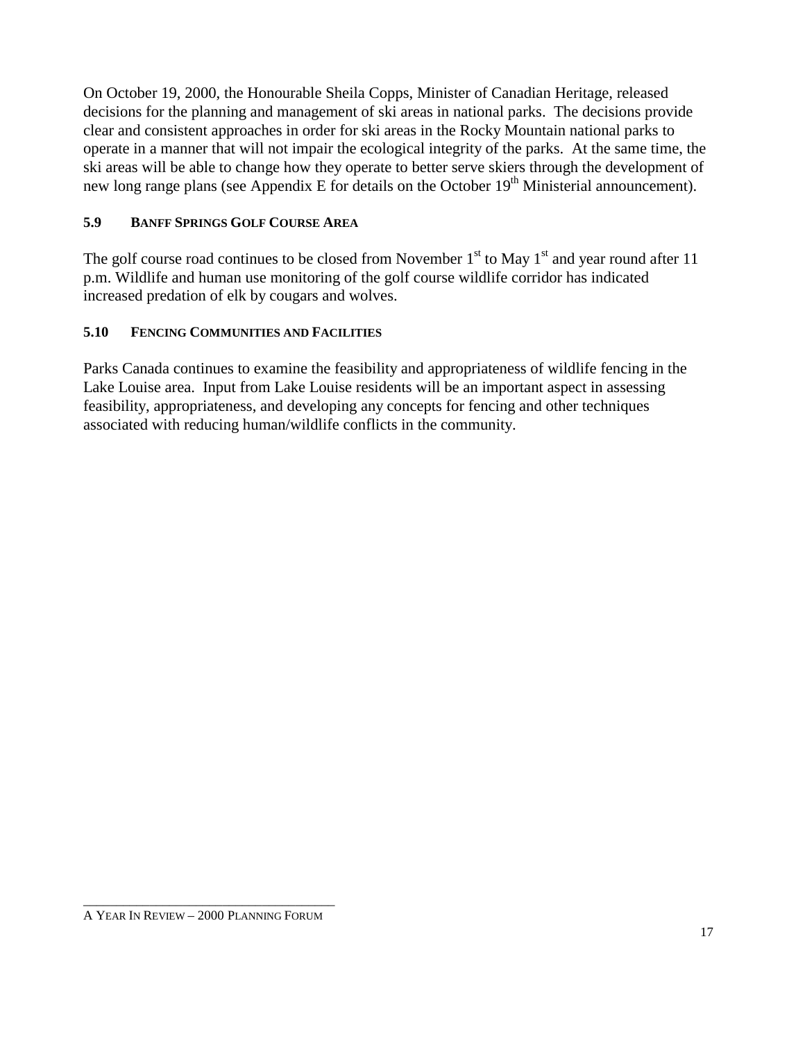On October 19, 2000, the Honourable Sheila Copps, Minister of Canadian Heritage, released decisions for the planning and management of ski areas in national parks. The decisions provide clear and consistent approaches in order for ski areas in the Rocky Mountain national parks to operate in a manner that will not impair the ecological integrity of the parks. At the same time, the ski areas will be able to change how they operate to better serve skiers through the development of new long range plans (see Appendix E for details on the October 19th Ministerial announcement).

### 5.9 BANFF SPRINGS GOLF COURSE AREA

The golf course road continues to be closed from November 1st to May 1st and year round after 11 p.m. Wildlife and human use monitoring of the golf course wildlife corridor has indicated increased predation of elk by cougars and wolves.

### 5.10 FENCING COMMUNITIES AND FACILITIES

Parks Canada continues to examine the feasibility and appropriateness of wildlife fencing in the Lake Louise area. Input from Lake Louise residents will be an important aspect in assessing feasibility, appropriateness, and developing any concepts for fencing and other techniques associated with reducing human/wildlife conflicts in the community.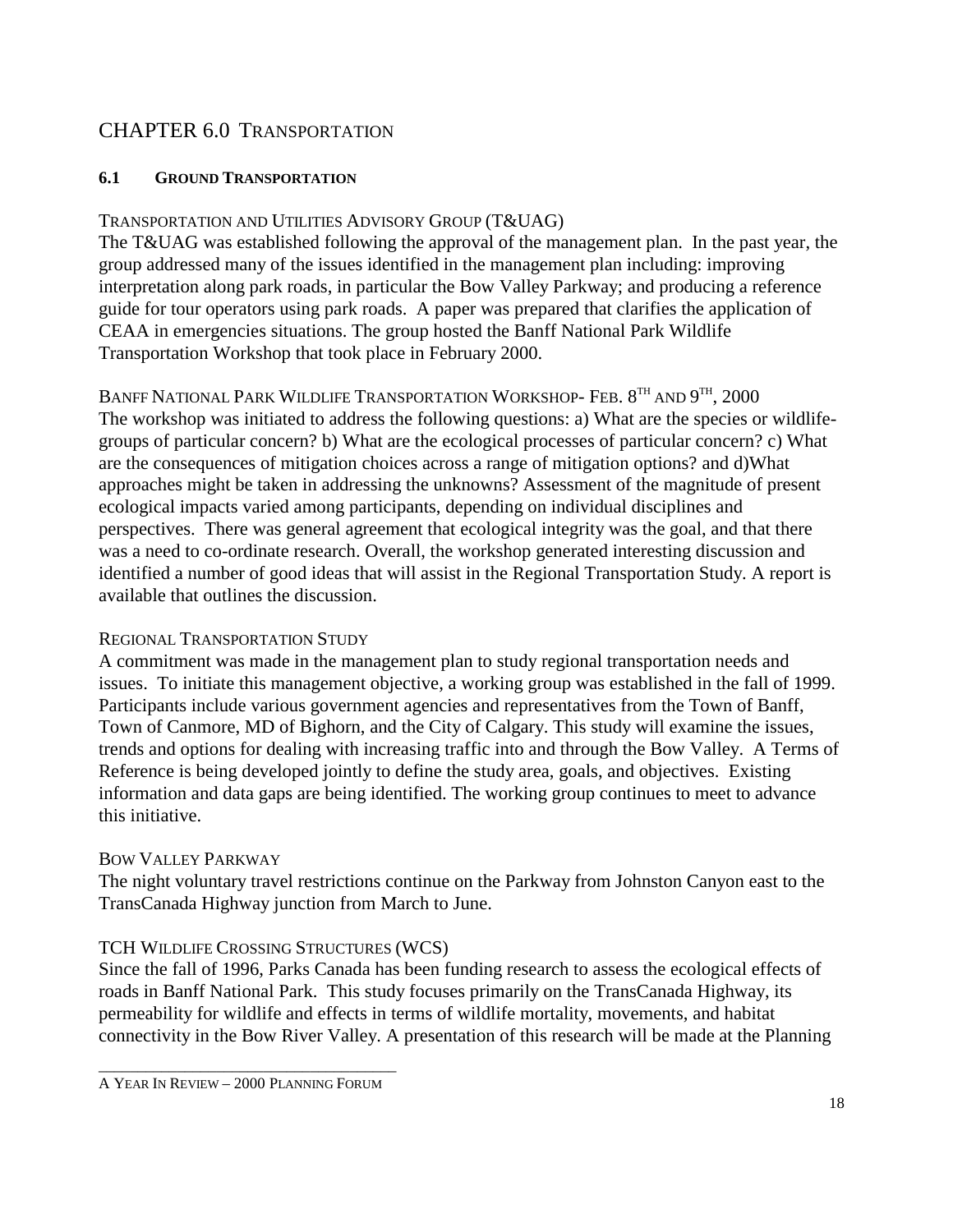# CHAPTER 6.0 TRANSPORTATION

## 6.1 GROUND TRANSPORTATION

TRANSPORTATION AND UTILITIES ADVISORY GROUP (T&UAG)

The T&UAG was established following the approval of the management plan. In the past year, the group addressed many of the issues identified in the management plan including: improving interpretation along park roads, in particular the Bow Valley Parkway; and producing a reference guide for tour operators using park roads. A paper was prepared that clarifies the application of CEAA in emergencies situations. The group hosted the Banff National Park Wildlife Transportation Workshop that took place in February 2000.

BANFF NATIONAL PARK WILDLIFE TRANSPORTATION WORKSHOP- FEB. 8TH AND 9TH, 2000

The workshop was initiated to address the following questions: a) What are the species or wildlife-groups of particular concern? b) What are the ecological processes of particular concern? c) What are the consequences of mitigation choices across a range of mitigation options? and d)What approaches might be taken in addressing the unknowns? Assessment of the magnitude of present ecological impacts varied among participants, depending on individual disciplines and perspectives. There was general agreement that ecological integrity was the goal, and that there was a need to co-ordinate research. Overall, the workshop generated interesting discussion and identified a number of good ideas that will assist in the Regional Transportation Study. A report is available that outlines the discussion.

REGIONAL TRANSPORTATION STUDY

A commitment was made in the management plan to study regional transportation needs and issues. To initiate this management objective, a working group was established in the fall of 1999. Participants include various government agencies and representatives from the Town of Banff, Town of Canmore, MD of Bighorn, and the City of Calgary. This study will examine the issues, trends and options for dealing with increasing traffic into and through the Bow Valley. A Terms of Reference is being developed jointly to define the study area, goals, and objectives. Existing information and data gaps are being identified. The working group continues to meet to advance this initiative.

BOW VALLEY PARKWAY

The night voluntary travel restrictions continue on the Parkway from Johnston Canyon east to the TransCanada Highway junction from March to June.

TCH WILDLIFE CROSSING STRUCTURES (WCS)

Since the fall of 1996, Parks Canada has been funding research to assess the ecological effects of roads in Banff National Park. This study focuses primarily on the TransCanada Highway, its permeability for wildlife and effects in terms of wildlife mortality, movements, and habitat connectivity in the Bow River Valley. A presentation of this research will be made at the Planning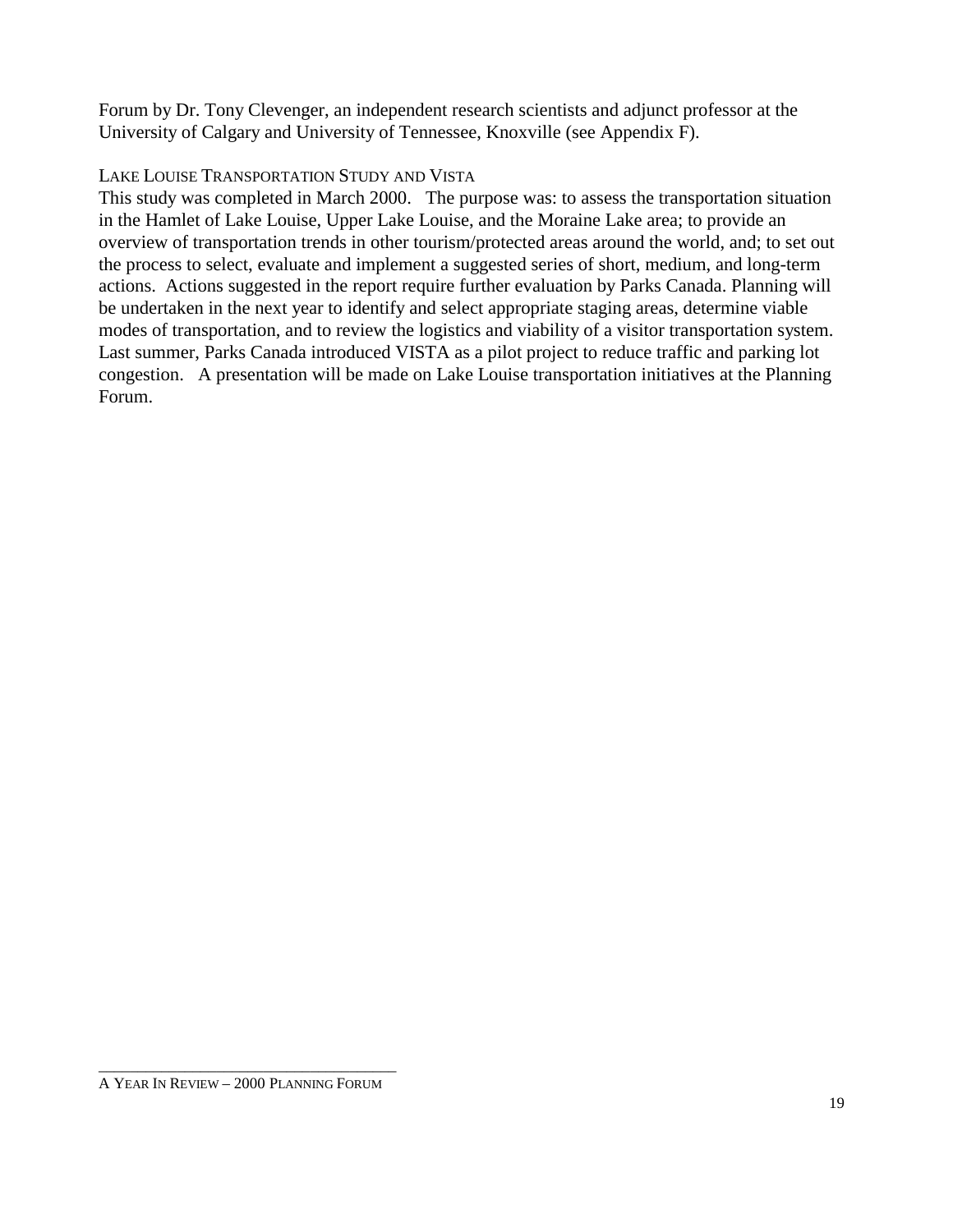Forum by Dr. Tony Clevenger, an independent research scientists and adjunct professor at the University of Calgary and University of Tennessee, Knoxville (see Appendix F).

### LAKE LOUISE TRANSPORTATION STUDY AND VISTA

This study was completed in March 2000. The purpose was: to assess the transportation situation in the Hamlet of Lake Louise, Upper Lake Louise, and the Moraine Lake area; to provide an overview of transportation trends in other tourism/protected areas around the world, and; to set out the process to select, evaluate and implement a suggested series of short, medium, and long-term actions. Actions suggested in the report require further evaluation by Parks Canada. Planning will be undertaken in the next year to identify and select appropriate staging areas, determine viable modes of transportation, and to review the logistics and viability of a visitor transportation system. Last summer, Parks Canada introduced VISTA as a pilot project to reduce traffic and parking lot congestion. A presentation will be made on Lake Louise transportation initiatives at the Planning Forum.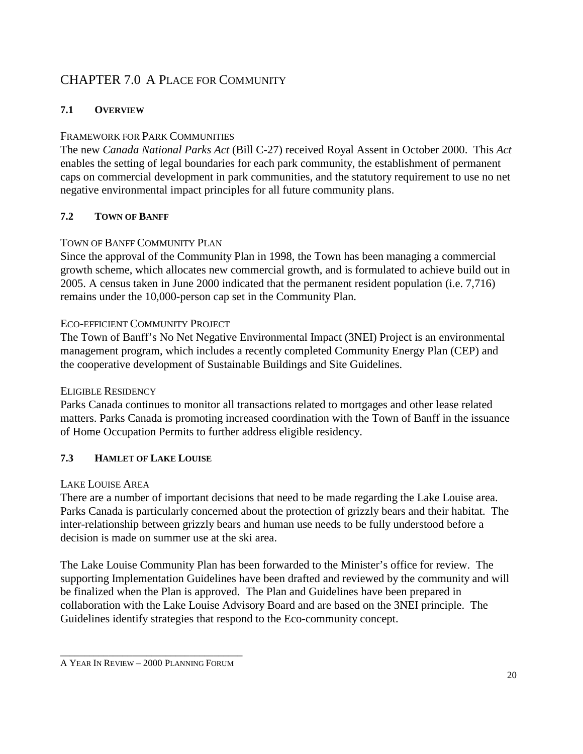# CHAPTER 7.0 A PLACE FOR COMMUNITY

## 7.1 OVERVIEW

FRAMEWORK FOR PARK COMMUNITIES

The new *Canada National Parks Act* (Bill C-27) received Royal Assent in October 2000. This *Act* enables the setting of legal boundaries for each park community, the establishment of permanent caps on commercial development in park communities, and the statutory requirement to use no net negative environmental impact principles for all future community plans.

## 7.2 TOWN OF BANFF

TOWN OF BANFF COMMUNITY PLAN

Since the approval of the Community Plan in 1998, the Town has been managing a commercial growth scheme, which allocates new commercial growth, and is formulated to achieve build out in 2005. A census taken in June 2000 indicated that the permanent resident population (i.e. 7,716) remains under the 10,000-person cap set in the Community Plan.

ECO-EFFICIENT COMMUNITY PROJECT

The Town of Banff's No Net Negative Environmental Impact (3NEI) Project is an environmental management program, which includes a recently completed Community Energy Plan (CEP) and the cooperative development of Sustainable Buildings and Site Guidelines.

ELIGIBLE RESIDENCY

Parks Canada continues to monitor all transactions related to mortgages and other lease related matters. Parks Canada is promoting increased coordination with the Town of Banff in the issuance of Home Occupation Permits to further address eligible residency.

## 7.3 HAMLET OF LAKE LOUISE

LAKE LOUISE AREA

There are a number of important decisions that need to be made regarding the Lake Louise area. Parks Canada is particularly concerned about the protection of grizzly bears and their habitat. The inter-relationship between grizzly bears and human use needs to be fully understood before a decision is made on summer use at the ski area.

The Lake Louise Community Plan has been forwarded to the Minister's office for review. The supporting Implementation Guidelines have been drafted and reviewed by the community and will be finalized when the Plan is approved. The Plan and Guidelines have been prepared in collaboration with the Lake Louise Advisory Board and are based on the 3NEI principle. The Guidelines identify strategies that respond to the Eco-community concept.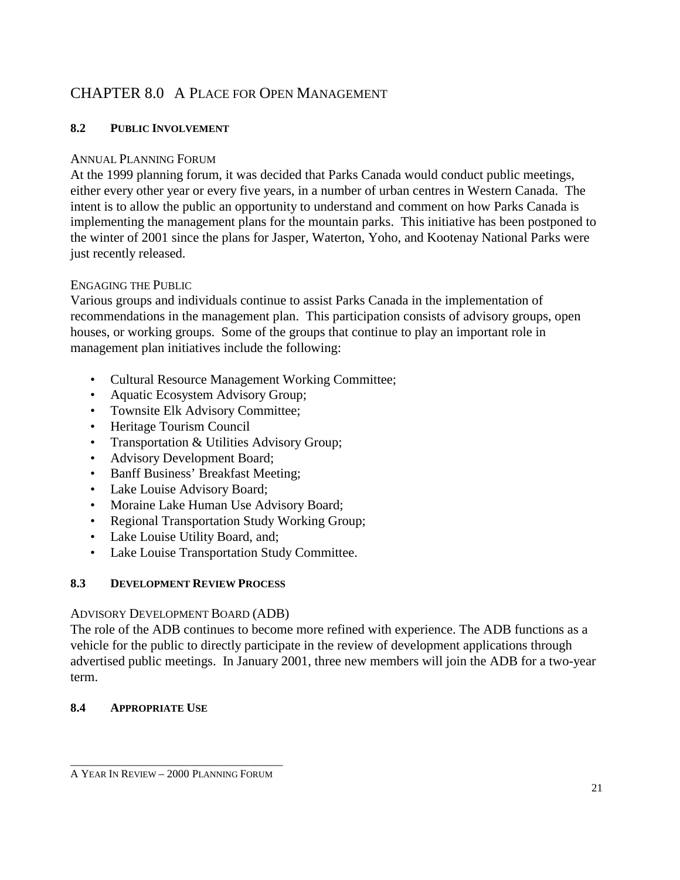# CHAPTER 8.0 A PLACE FOR OPEN MANAGEMENT

## 8.2 PUBLIC INVOLVEMENT

### ANNUAL PLANNING FORUM

At the 1999 planning forum, it was decided that Parks Canada would conduct public meetings, either every other year or every five years, in a number of urban centres in Western Canada. The intent is to allow the public an opportunity to understand and comment on how Parks Canada is implementing the management plans for the mountain parks. This initiative has been postponed to the winter of 2001 since the plans for Jasper, Waterton, Yoho, and Kootenay National Parks were just recently released.

### ENGAGING THE PUBLIC

Various groups and individuals continue to assist Parks Canada in the implementation of recommendations in the management plan. This participation consists of advisory groups, open houses, or working groups. Some of the groups that continue to play an important role in management plan initiatives include the following:

- Cultural Resource Management Working Committee;
- Aquatic Ecosystem Advisory Group;
- Townsite Elk Advisory Committee;
- Heritage Tourism Council
- Transportation & Utilities Advisory Group;
- Advisory Development Board;
- Banff Business' Breakfast Meeting;
- Lake Louise Advisory Board;
- Moraine Lake Human Use Advisory Board;
- Regional Transportation Study Working Group;
- Lake Louise Utility Board, and;
- Lake Louise Transportation Study Committee.

## 8.3 DEVELOPMENT REVIEW PROCESS

### ADVISORY DEVELOPMENT BOARD (ADB)

The role of the ADB continues to become more refined with experience. The ADB functions as a vehicle for the public to directly participate in the review of development applications through advertised public meetings. In January 2001, three new members will join the ADB for a two-year term.

## 8.4 APPROPRIATE USE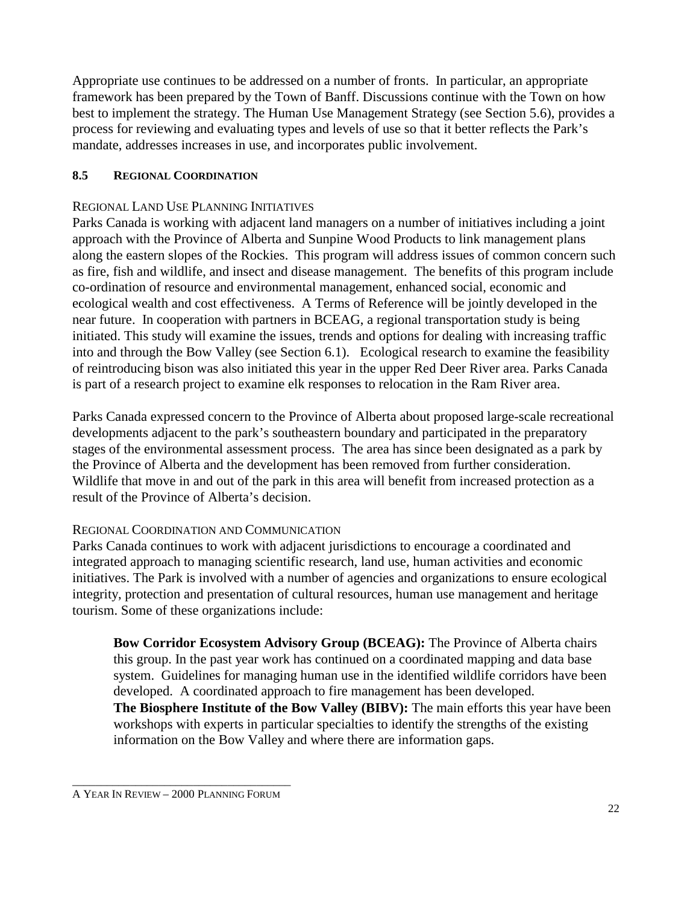Appropriate use continues to be addressed on a number of fronts. In particular, an appropriate framework has been prepared by the Town of Banff. Discussions continue with the Town on how best to implement the strategy. The Human Use Management Strategy (see Section 5.6), provides a process for reviewing and evaluating types and levels of use so that it better reflects the Park's mandate, addresses increases in use, and incorporates public involvement.

### 8.5 REGIONAL COORDINATION

#### REGIONAL LAND USE PLANNING INITIATIVES

Parks Canada is working with adjacent land managers on a number of initiatives including a joint approach with the Province of Alberta and Sunpine Wood Products to link management plans along the eastern slopes of the Rockies. This program will address issues of common concern such as fire, fish and wildlife, and insect and disease management. The benefits of this program include co-ordination of resource and environmental management, enhanced social, economic and ecological wealth and cost effectiveness. A Terms of Reference will be jointly developed in the near future. In cooperation with partners in BCEAG, a regional transportation study is being initiated. This study will examine the issues, trends and options for dealing with increasing traffic into and through the Bow Valley (see Section 6.1). Ecological research to examine the feasibility of reintroducing bison was also initiated this year in the upper Red Deer River area. Parks Canada is part of a research project to examine elk responses to relocation in the Ram River area.

Parks Canada expressed concern to the Province of Alberta about proposed large-scale recreational developments adjacent to the park's southeastern boundary and participated in the preparatory stages of the environmental assessment process. The area has since been designated as a park by the Province of Alberta and the development has been removed from further consideration. Wildlife that move in and out of the park in this area will benefit from increased protection as a result of the Province of Alberta's decision.

#### REGIONAL COORDINATION AND COMMUNICATION

Parks Canada continues to work with adjacent jurisdictions to encourage a coordinated and integrated approach to managing scientific research, land use, human activities and economic initiatives. The Park is involved with a number of agencies and organizations to ensure ecological integrity, protection and presentation of cultural resources, human use management and heritage tourism. Some of these organizations include:

**Bow Corridor Ecosystem Advisory Group (BCEAG):** The Province of Alberta chairs this group. In the past year work has continued on a coordinated mapping and data base system. Guidelines for managing human use in the identified wildlife corridors have been developed. A coordinated approach to fire management has been developed.

**The Biosphere Institute of the Bow Valley (BIBV):** The main efforts this year have been workshops with experts in particular specialties to identify the strengths of the existing information on the Bow Valley and where there are information gaps.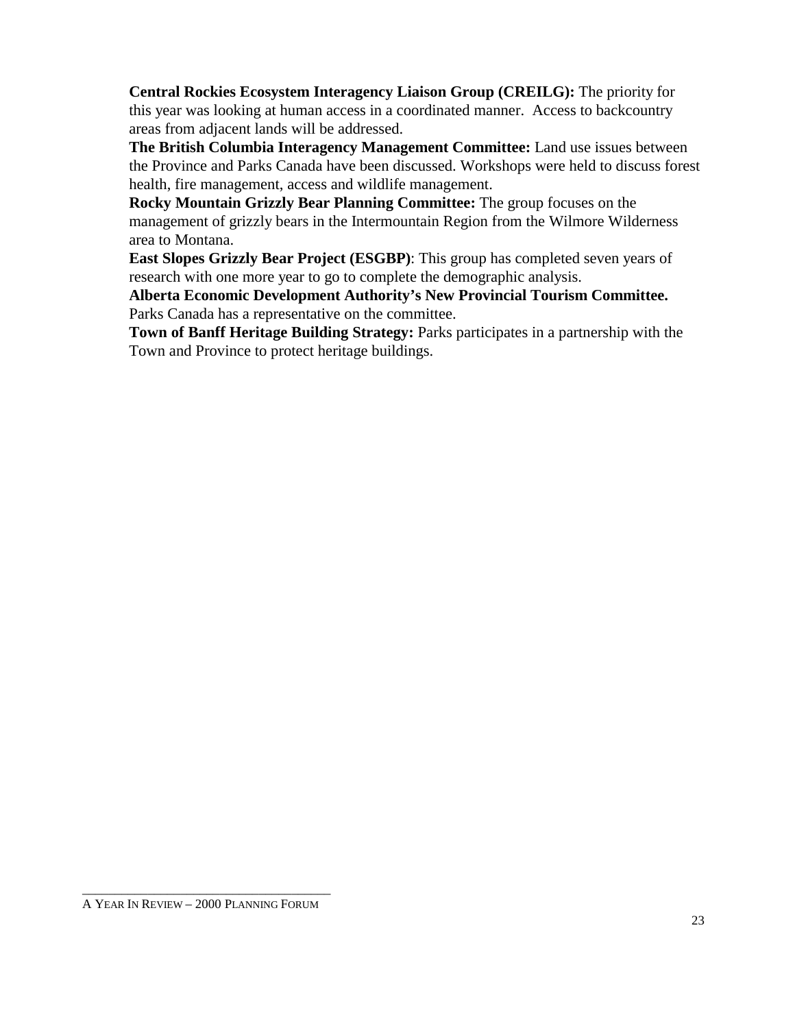**Central Rockies Ecosystem Interagency Liaison Group (CREILG):** The priority for this year was looking at human access in a coordinated manner. Access to backcountry areas from adjacent lands will be addressed.

**The British Columbia Interagency Management Committee:** Land use issues between the Province and Parks Canada have been discussed. Workshops were held to discuss forest health, fire management, access and wildlife management.

**Rocky Mountain Grizzly Bear Planning Committee:** The group focuses on the management of grizzly bears in the Intermountain Region from the Wilmore Wilderness area to Montana.

**East Slopes Grizzly Bear Project (ESGBP)**: This group has completed seven years of research with one more year to go to complete the demographic analysis.

**Alberta Economic Development Authority's New Provincial Tourism Committee.** Parks Canada has a representative on the committee.

**Town of Banff Heritage Building Strategy:** Parks participates in a partnership with the Town and Province to protect heritage buildings.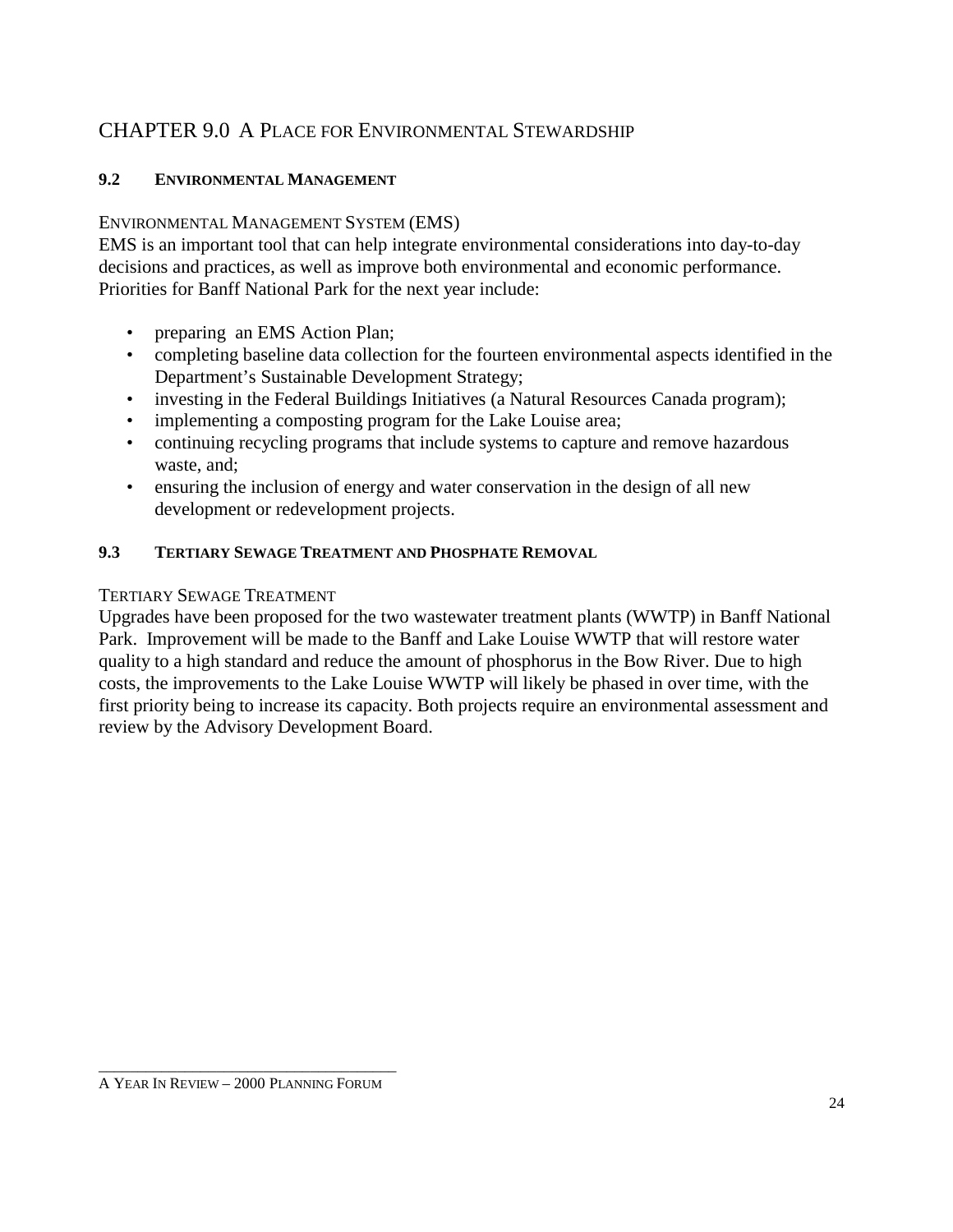# CHAPTER 9.0 A PLACE FOR ENVIRONMENTAL STEWARDSHIP

## 9.2 ENVIRONMENTAL MANAGEMENT

### ENVIRONMENTAL MANAGEMENT SYSTEM (EMS)

EMS is an important tool that can help integrate environmental considerations into day-to-day decisions and practices, as well as improve both environmental and economic performance. Priorities for Banff National Park for the next year include:

- preparing an EMS Action Plan;
- completing baseline data collection for the fourteen environmental aspects identified in the Department's Sustainable Development Strategy;
- investing in the Federal Buildings Initiatives (a Natural Resources Canada program);
- implementing a composting program for the Lake Louise area;
- continuing recycling programs that include systems to capture and remove hazardous waste, and;
- ensuring the inclusion of energy and water conservation in the design of all new development or redevelopment projects.

## 9.3 TERTIARY SEWAGE TREATMENT AND PHOSPHATE REMOVAL

### TERTIARY SEWAGE TREATMENT

Upgrades have been proposed for the two wastewater treatment plants (WWTP) in Banff National Park. Improvement will be made to the Banff and Lake Louise WWTP that will restore water quality to a high standard and reduce the amount of phosphorus in the Bow River. Due to high costs, the improvements to the Lake Louise WWTP will likely be phased in over time, with the first priority being to increase its capacity. Both projects require an environmental assessment and review by the Advisory Development Board.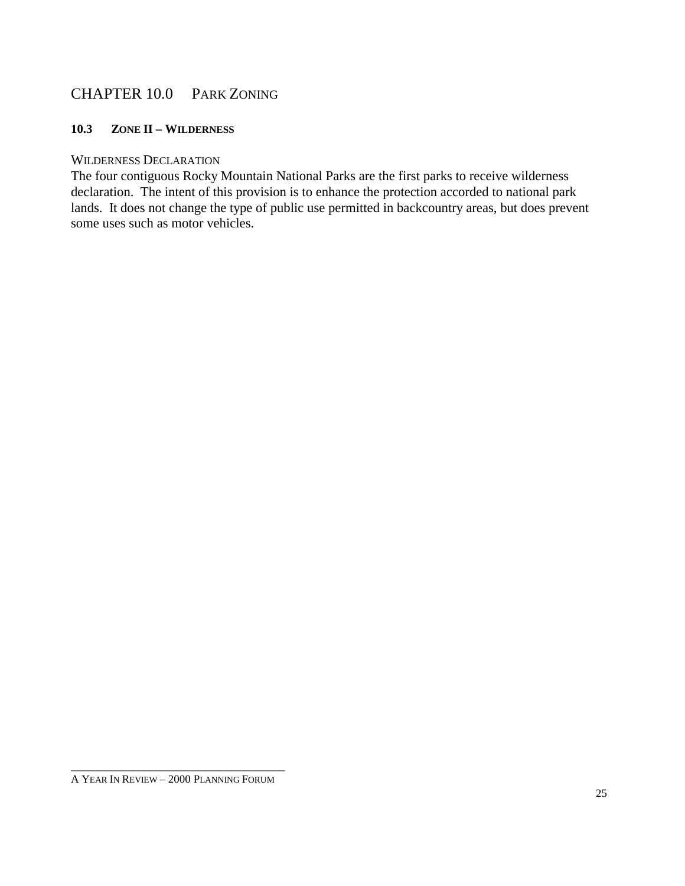# CHAPTER 10.0 PARK ZONING

### 10.3 ZONE II – WILDERNESS

WILDERNESS DECLARATION

The four contiguous Rocky Mountain National Parks are the first parks to receive wilderness declaration. The intent of this provision is to enhance the protection accorded to national park lands. It does not change the type of public use permitted in backcountry areas, but does prevent some uses such as motor vehicles.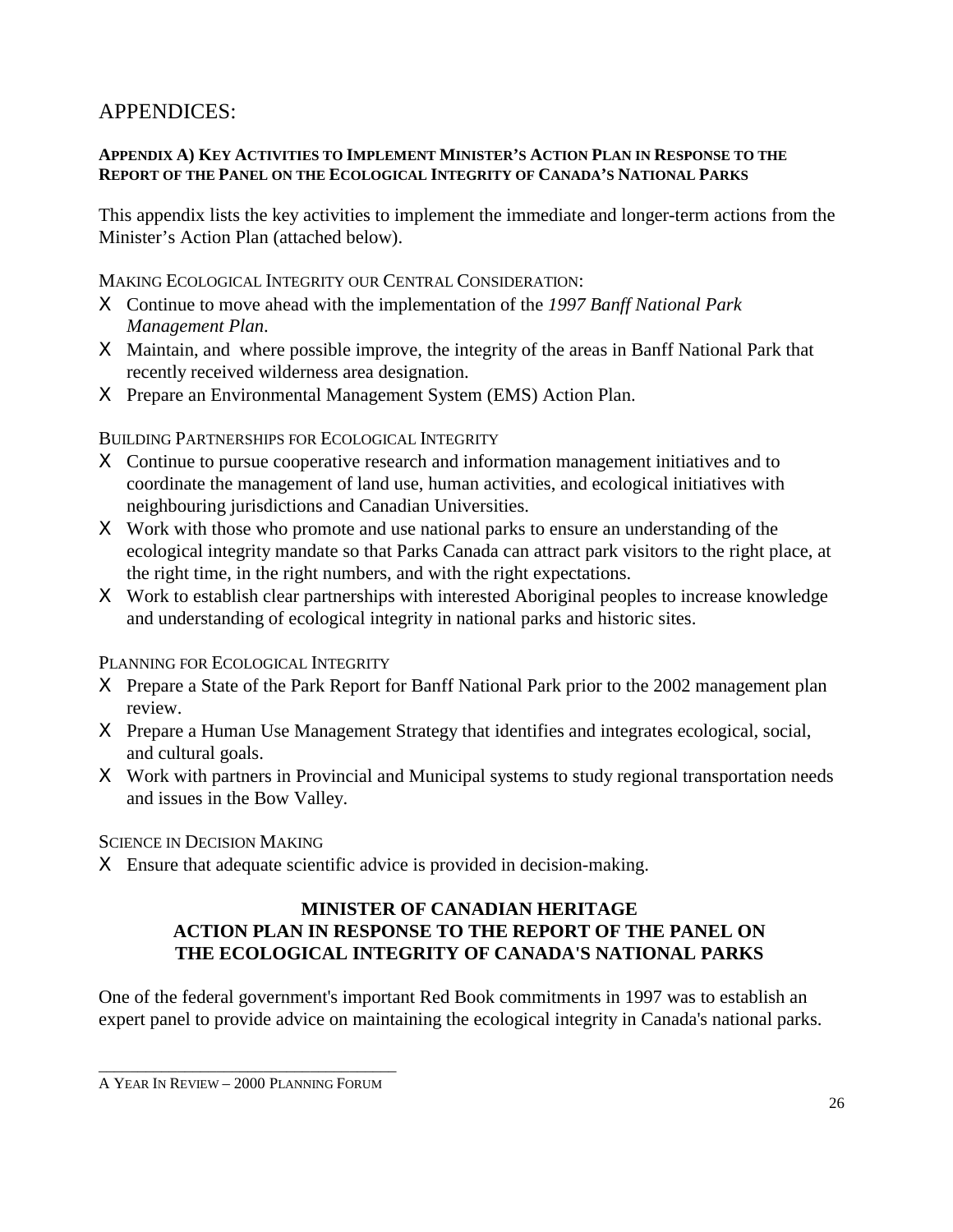# APPENDICES:

### APPENDIX A) KEY ACTIVITIES TO IMPLEMENT MINISTER'S ACTION PLAN IN RESPONSE TO THE REPORT OF THE PANEL ON THE ECOLOGICAL INTEGRITY OF CANADA'S NATIONAL PARKS

This appendix lists the key activities to implement the immediate and longer-term actions from the Minister's Action Plan (attached below).

MAKING ECOLOGICAL INTEGRITY OUR CENTRAL CONSIDERATION:

- Continue to move ahead with the implementation of the *1997 Banff National Park Management Plan*.
- Maintain, and where possible improve, the integrity of the areas in Banff National Park that recently received wilderness area designation.
- Prepare an Environmental Management System (EMS) Action Plan.

BUILDING PARTNERSHIPS FOR ECOLOGICAL INTEGRITY

- Continue to pursue cooperative research and information management initiatives and to coordinate the management of land use, human activities, and ecological initiatives with neighbouring jurisdictions and Canadian Universities.
- Work with those who promote and use national parks to ensure an understanding of the ecological integrity mandate so that Parks Canada can attract park visitors to the right place, at the right time, in the right numbers, and with the right expectations.
- Work to establish clear partnerships with interested Aboriginal peoples to increase knowledge and understanding of ecological integrity in national parks and historic sites.

PLANNING FOR ECOLOGICAL INTEGRITY

- Prepare a State of the Park Report for Banff National Park prior to the 2002 management plan review.
- Prepare a Human Use Management Strategy that identifies and integrates ecological, social, and cultural goals.
- Work with partners in Provincial and Municipal systems to study regional transportation needs and issues in the Bow Valley.

SCIENCE IN DECISION MAKING

- Ensure that adequate scientific advice is provided in decision-making.

### MINISTER OF CANADIAN HERITAGE ACTION PLAN IN RESPONSE TO THE REPORT OF THE PANEL ON THE ECOLOGICAL INTEGRITY OF CANADA'S NATIONAL PARKS

One of the federal government's important Red Book commitments in 1997 was to establish an expert panel to provide advice on maintaining the ecological integrity in Canada's national parks.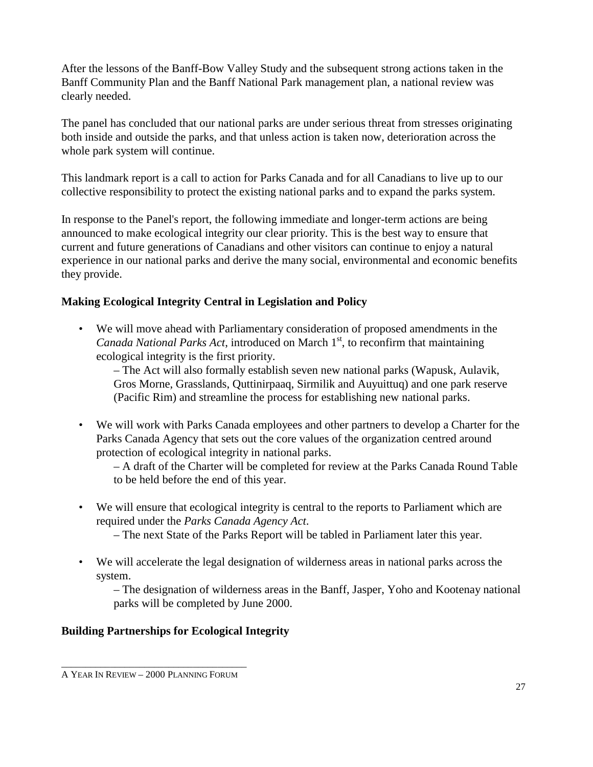After the lessons of the Banff-Bow Valley Study and the subsequent strong actions taken in the Banff Community Plan and the Banff National Park management plan, a national review was clearly needed.

The panel has concluded that our national parks are under serious threat from stresses originating both inside and outside the parks, and that unless action is taken now, deterioration across the whole park system will continue.

This landmark report is a call to action for Parks Canada and for all Canadians to live up to our collective responsibility to protect the existing national parks and to expand the parks system.

In response to the Panel's report, the following immediate and longer-term actions are being announced to make ecological integrity our clear priority. This is the best way to ensure that current and future generations of Canadians and other visitors can continue to enjoy a natural experience in our national parks and derive the many social, environmental and economic benefits they provide.

**Making Ecological Integrity Central in Legislation and Policy**

- We will move ahead with Parliamentary consideration of proposed amendments in the *Canada National Parks Act*, introduced on March 1st, to reconfirm that maintaining ecological integrity is the first priority.
  – The Act will also formally establish seven new national parks (Wapusk, Aulavik, Gros Morne, Grasslands, Quttinirpaaq, Sirmilik and Auyuittuq) and one park reserve (Pacific Rim) and streamline the process for establishing new national parks.

- We will work with Parks Canada employees and other partners to develop a Charter for the Parks Canada Agency that sets out the core values of the organization centred around protection of ecological integrity in national parks.
  – A draft of the Charter will be completed for review at the Parks Canada Round Table to be held before the end of this year.

- We will ensure that ecological integrity is central to the reports to Parliament which are required under the *Parks Canada Agency Act*.
  – The next State of the Parks Report will be tabled in Parliament later this year.

- We will accelerate the legal designation of wilderness areas in national parks across the system.
  – The designation of wilderness areas in the Banff, Jasper, Yoho and Kootenay national parks will be completed by June 2000.

**Building Partnerships for Ecological Integrity**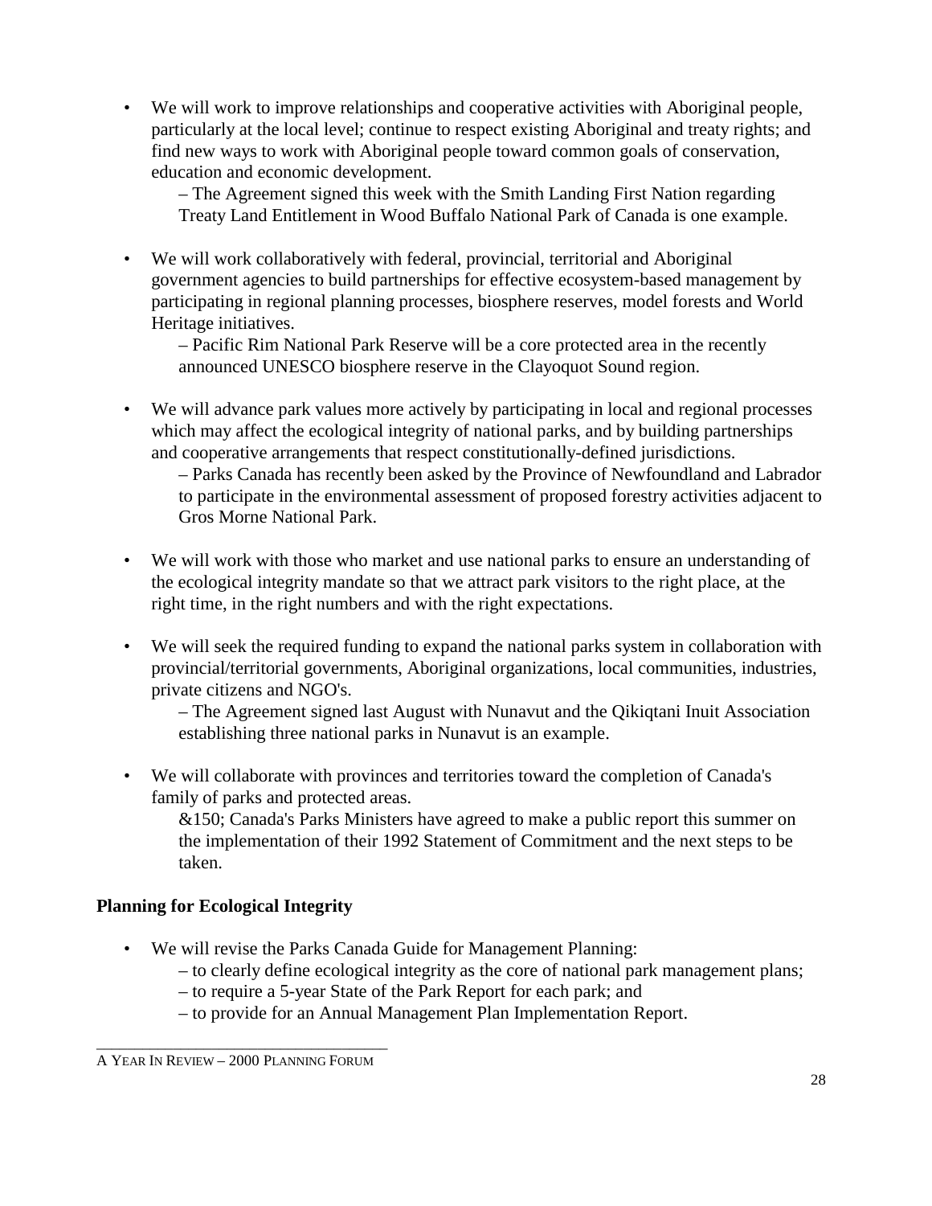- We will work to improve relationships and cooperative activities with Aboriginal people, particularly at the local level; continue to respect existing Aboriginal and treaty rights; and find new ways to work with Aboriginal people toward common goals of conservation, education and economic development.
  – The Agreement signed this week with the Smith Landing First Nation regarding Treaty Land Entitlement in Wood Buffalo National Park of Canada is one example.

- We will work collaboratively with federal, provincial, territorial and Aboriginal government agencies to build partnerships for effective ecosystem-based management by participating in regional planning processes, biosphere reserves, model forests and World Heritage initiatives.
  – Pacific Rim National Park Reserve will be a core protected area in the recently announced UNESCO biosphere reserve in the Clayoquot Sound region.

- We will advance park values more actively by participating in local and regional processes which may affect the ecological integrity of national parks, and by building partnerships and cooperative arrangements that respect constitutionally-defined jurisdictions.
  – Parks Canada has recently been asked by the Province of Newfoundland and Labrador to participate in the environmental assessment of proposed forestry activities adjacent to Gros Morne National Park.

- We will work with those who market and use national parks to ensure an understanding of the ecological integrity mandate so that we attract park visitors to the right place, at the right time, in the right numbers and with the right expectations.

- We will seek the required funding to expand the national parks system in collaboration with provincial/territorial governments, Aboriginal organizations, local communities, industries, private citizens and NGO's.
  – The Agreement signed last August with Nunavut and the Qikiqtani Inuit Association establishing three national parks in Nunavut is an example.

- We will collaborate with provinces and territories toward the completion of Canada's family of parks and protected areas.
  &150; Canada's Parks Ministers have agreed to make a public report this summer on the implementation of their 1992 Statement of Commitment and the next steps to be taken.

**Planning for Ecological Integrity**

- We will revise the Parks Canada Guide for Management Planning:
  – to clearly define ecological integrity as the core of national park management plans;
  – to require a 5-year State of the Park Report for each park; and
  – to provide for an Annual Management Plan Implementation Report.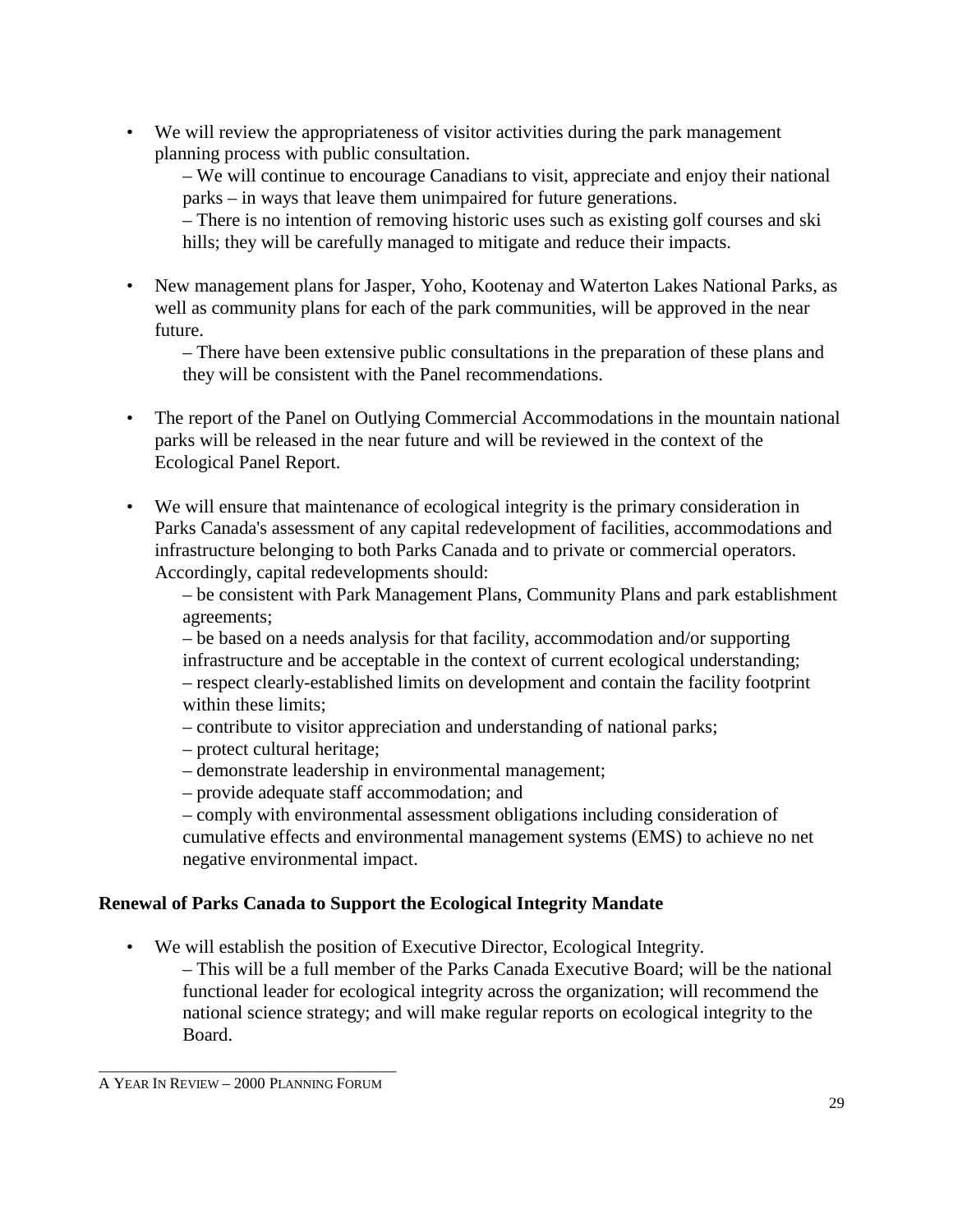- We will review the appropriateness of visitor activities during the park management planning process with public consultation.
  - We will continue to encourage Canadians to visit, appreciate and enjoy their national parks – in ways that leave them unimpaired for future generations.
  - There is no intention of removing historic uses such as existing golf courses and ski hills; they will be carefully managed to mitigate and reduce their impacts.

- New management plans for Jasper, Yoho, Kootenay and Waterton Lakes National Parks, as well as community plans for each of the park communities, will be approved in the near future.
  - There have been extensive public consultations in the preparation of these plans and they will be consistent with the Panel recommendations.

- The report of the Panel on Outlying Commercial Accommodations in the mountain national parks will be released in the near future and will be reviewed in the context of the Ecological Panel Report.

- We will ensure that maintenance of ecological integrity is the primary consideration in Parks Canada's assessment of any capital redevelopment of facilities, accommodations and infrastructure belonging to both Parks Canada and to private or commercial operators. Accordingly, capital redevelopments should:
  - be consistent with Park Management Plans, Community Plans and park establishment agreements;
  - be based on a needs analysis for that facility, accommodation and/or supporting infrastructure and be acceptable in the context of current ecological understanding;
  - respect clearly-established limits on development and contain the facility footprint within these limits;
  - contribute to visitor appreciation and understanding of national parks;
  - protect cultural heritage;
  - demonstrate leadership in environmental management;
  - provide adequate staff accommodation; and
  - comply with environmental assessment obligations including consideration of cumulative effects and environmental management systems (EMS) to achieve no net negative environmental impact.

**Renewal of Parks Canada to Support the Ecological Integrity Mandate**

- We will establish the position of Executive Director, Ecological Integrity.
  - This will be a full member of the Parks Canada Executive Board; will be the national functional leader for ecological integrity across the organization; will recommend the national science strategy; and will make regular reports on ecological integrity to the Board.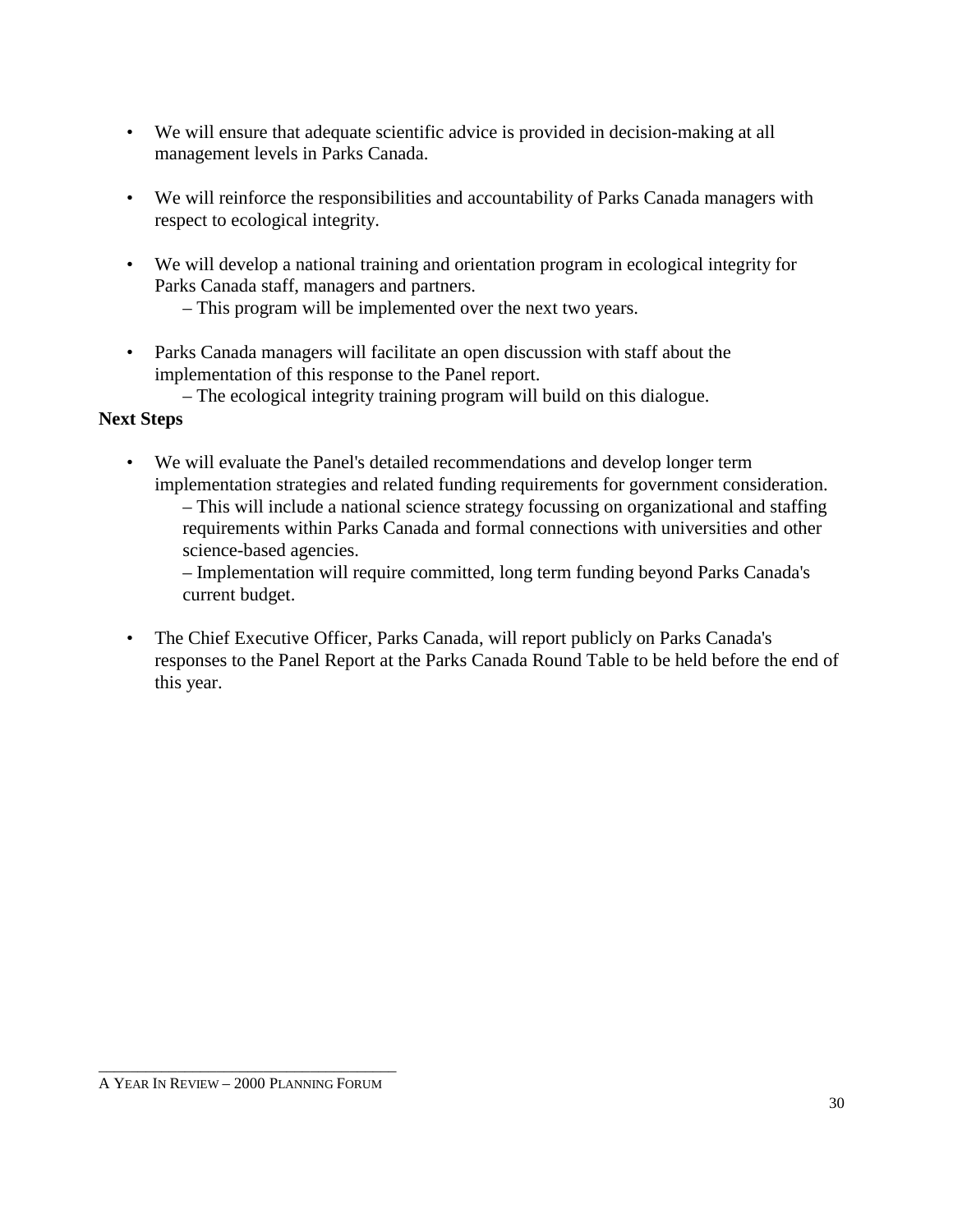- We will ensure that adequate scientific advice is provided in decision-making at all management levels in Parks Canada.

- We will reinforce the responsibilities and accountability of Parks Canada managers with respect to ecological integrity.

- We will develop a national training and orientation program in ecological integrity for Parks Canada staff, managers and partners.
  – This program will be implemented over the next two years.

- Parks Canada managers will facilitate an open discussion with staff about the implementation of this response to the Panel report.
  – The ecological integrity training program will build on this dialogue.

**Next Steps**

- We will evaluate the Panel's detailed recommendations and develop longer term implementation strategies and related funding requirements for government consideration.
  – This will include a national science strategy focussing on organizational and staffing requirements within Parks Canada and formal connections with universities and other science-based agencies.
  – Implementation will require committed, long term funding beyond Parks Canada's current budget.

- The Chief Executive Officer, Parks Canada, will report publicly on Parks Canada's responses to the Panel Report at the Parks Canada Round Table to be held before the end of this year.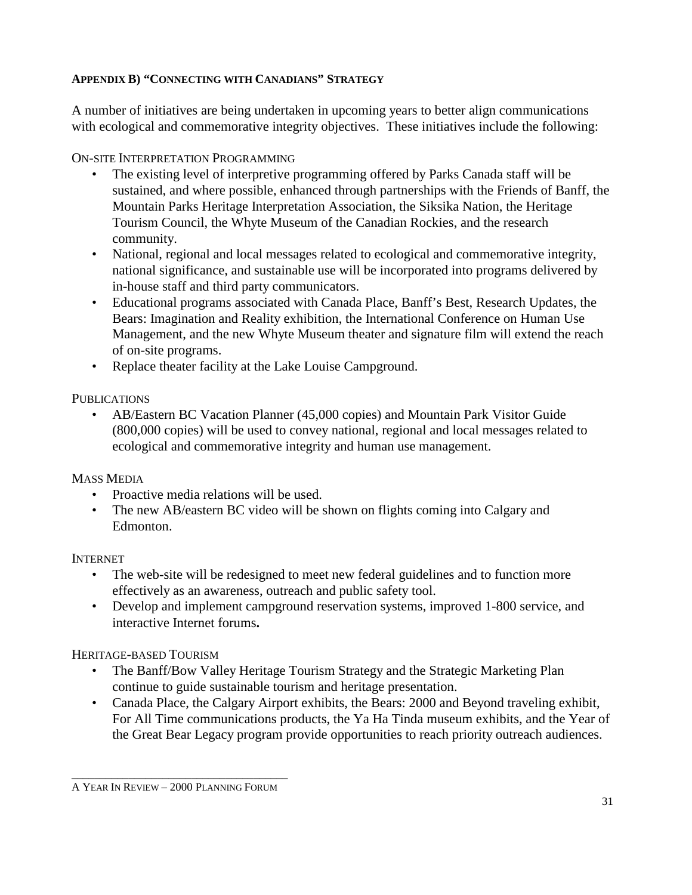## APPENDIX B) "CONNECTING WITH CANADIANS" STRATEGY

A number of initiatives are being undertaken in upcoming years to better align communications with ecological and commemorative integrity objectives. These initiatives include the following:

### ON-SITE INTERPRETATION PROGRAMMING

- The existing level of interpretive programming offered by Parks Canada staff will be sustained, and where possible, enhanced through partnerships with the Friends of Banff, the Mountain Parks Heritage Interpretation Association, the Siksika Nation, the Heritage Tourism Council, the Whyte Museum of the Canadian Rockies, and the research community.
- National, regional and local messages related to ecological and commemorative integrity, national significance, and sustainable use will be incorporated into programs delivered by in-house staff and third party communicators.
- Educational programs associated with Canada Place, Banff's Best, Research Updates, the Bears: Imagination and Reality exhibition, the International Conference on Human Use Management, and the new Whyte Museum theater and signature film will extend the reach of on-site programs.
- Replace theater facility at the Lake Louise Campground.

### PUBLICATIONS

- AB/Eastern BC Vacation Planner (45,000 copies) and Mountain Park Visitor Guide (800,000 copies) will be used to convey national, regional and local messages related to ecological and commemorative integrity and human use management.

### MASS MEDIA

- Proactive media relations will be used.
- The new AB/eastern BC video will be shown on flights coming into Calgary and Edmonton.

### INTERNET

- The web-site will be redesigned to meet new federal guidelines and to function more effectively as an awareness, outreach and public safety tool.
- Develop and implement campground reservation systems, improved 1-800 service, and interactive Internet forums**.**

### HERITAGE-BASED TOURISM

- The Banff/Bow Valley Heritage Tourism Strategy and the Strategic Marketing Plan continue to guide sustainable tourism and heritage presentation.
- Canada Place, the Calgary Airport exhibits, the Bears: 2000 and Beyond traveling exhibit, For All Time communications products, the Ya Ha Tinda museum exhibits, and the Year of the Great Bear Legacy program provide opportunities to reach priority outreach audiences.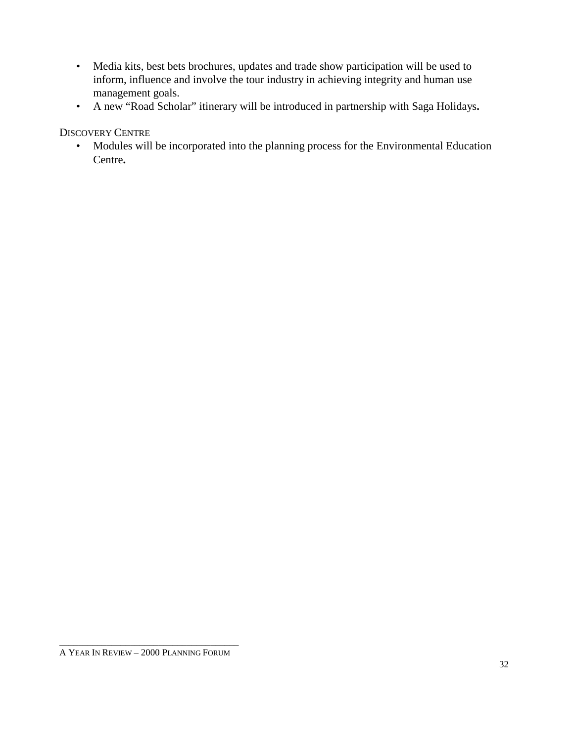- Media kits, best bets brochures, updates and trade show participation will be used to inform, influence and involve the tour industry in achieving integrity and human use management goals.
- A new “Road Scholar” itinerary will be introduced in partnership with Saga Holidays**.**

DISCOVERY CENTRE

- Modules will be incorporated into the planning process for the Environmental Education Centre**.**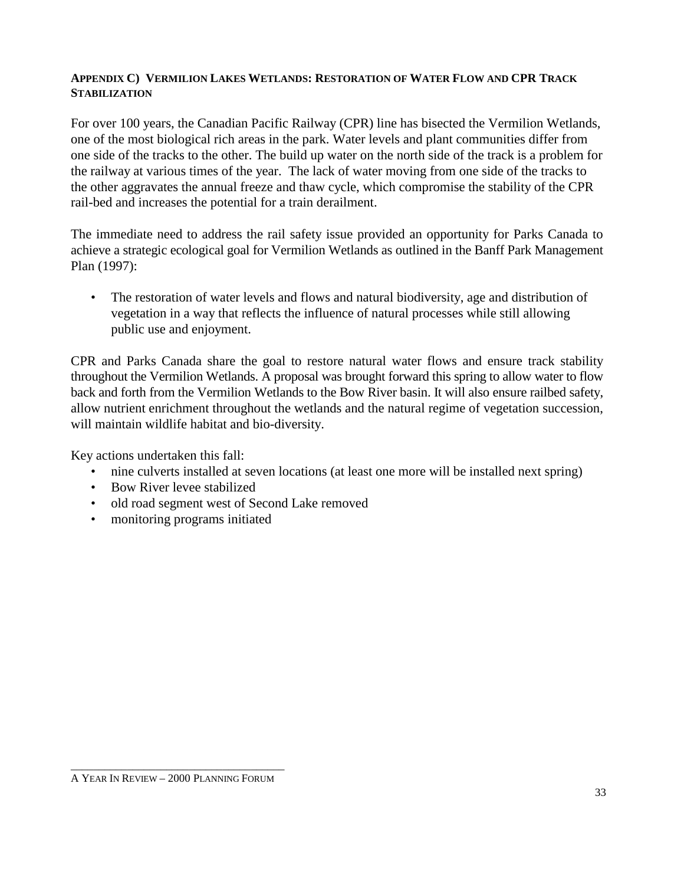### APPENDIX C) VERMILION LAKES WETLANDS: RESTORATION OF WATER FLOW AND CPR TRACK STABILIZATION

For over 100 years, the Canadian Pacific Railway (CPR) line has bisected the Vermilion Wetlands, one of the most biological rich areas in the park. Water levels and plant communities differ from one side of the tracks to the other. The build up water on the north side of the track is a problem for the railway at various times of the year. The lack of water moving from one side of the tracks to the other aggravates the annual freeze and thaw cycle, which compromise the stability of the CPR rail-bed and increases the potential for a train derailment.

The immediate need to address the rail safety issue provided an opportunity for Parks Canada to achieve a strategic ecological goal for Vermilion Wetlands as outlined in the Banff Park Management Plan (1997):

- The restoration of water levels and flows and natural biodiversity, age and distribution of vegetation in a way that reflects the influence of natural processes while still allowing public use and enjoyment.

CPR and Parks Canada share the goal to restore natural water flows and ensure track stability throughout the Vermilion Wetlands. A proposal was brought forward this spring to allow water to flow back and forth from the Vermilion Wetlands to the Bow River basin. It will also ensure railbed safety, allow nutrient enrichment throughout the wetlands and the natural regime of vegetation succession, will maintain wildlife habitat and bio-diversity.

Key actions undertaken this fall:

- nine culverts installed at seven locations (at least one more will be installed next spring)
- Bow River levee stabilized
- old road segment west of Second Lake removed
- monitoring programs initiated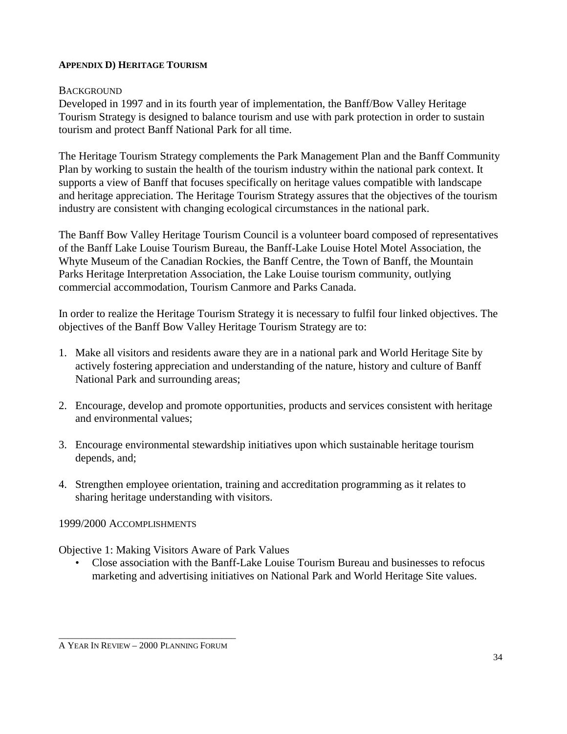### APPENDIX D) HERITAGE TOURISM

#### BACKGROUND

Developed in 1997 and in its fourth year of implementation, the Banff/Bow Valley Heritage Tourism Strategy is designed to balance tourism and use with park protection in order to sustain tourism and protect Banff National Park for all time.

The Heritage Tourism Strategy complements the Park Management Plan and the Banff Community Plan by working to sustain the health of the tourism industry within the national park context. It supports a view of Banff that focuses specifically on heritage values compatible with landscape and heritage appreciation. The Heritage Tourism Strategy assures that the objectives of the tourism industry are consistent with changing ecological circumstances in the national park.

The Banff Bow Valley Heritage Tourism Council is a volunteer board composed of representatives of the Banff Lake Louise Tourism Bureau, the Banff-Lake Louise Hotel Motel Association, the Whyte Museum of the Canadian Rockies, the Banff Centre, the Town of Banff, the Mountain Parks Heritage Interpretation Association, the Lake Louise tourism community, outlying commercial accommodation, Tourism Canmore and Parks Canada.

In order to realize the Heritage Tourism Strategy it is necessary to fulfil four linked objectives. The objectives of the Banff Bow Valley Heritage Tourism Strategy are to:

1. Make all visitors and residents aware they are in a national park and World Heritage Site by actively fostering appreciation and understanding of the nature, history and culture of Banff National Park and surrounding areas;

2. Encourage, develop and promote opportunities, products and services consistent with heritage and environmental values;

3. Encourage environmental stewardship initiatives upon which sustainable heritage tourism depends, and;

4. Strengthen employee orientation, training and accreditation programming as it relates to sharing heritage understanding with visitors.

#### 1999/2000 ACCOMPLISHMENTS

Objective 1: Making Visitors Aware of Park Values

- Close association with the Banff-Lake Louise Tourism Bureau and businesses to refocus marketing and advertising initiatives on National Park and World Heritage Site values.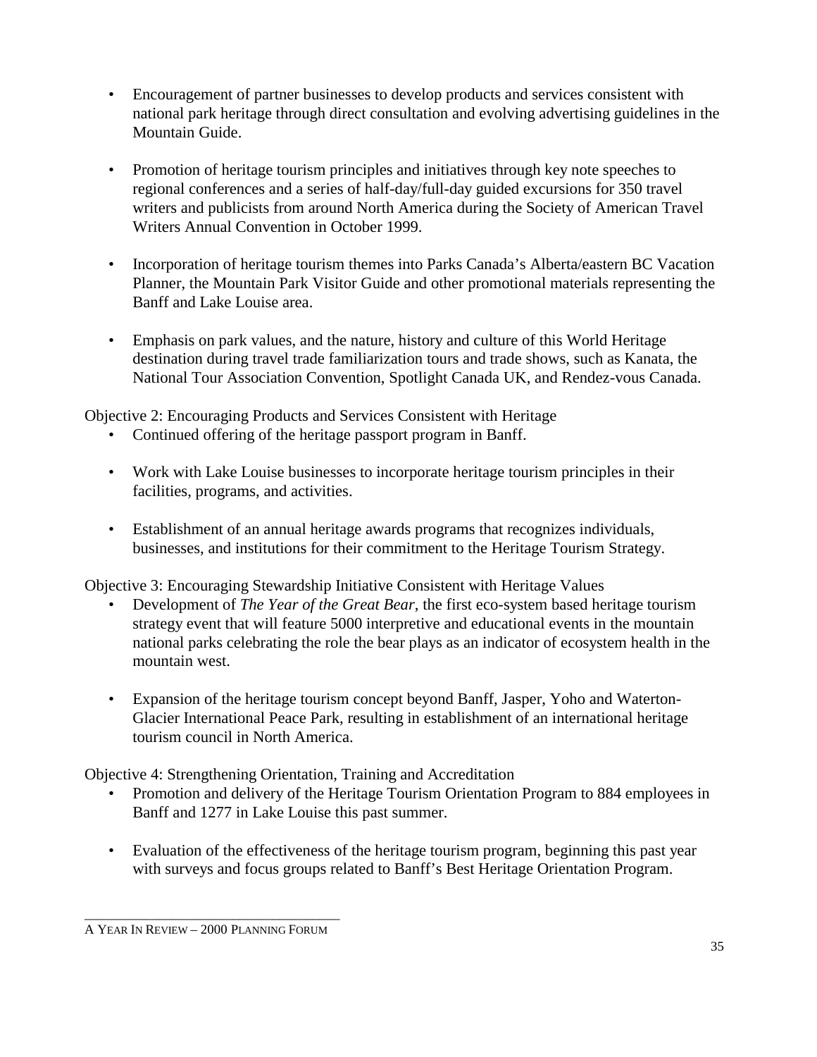- Encouragement of partner businesses to develop products and services consistent with national park heritage through direct consultation and evolving advertising guidelines in the Mountain Guide.

- Promotion of heritage tourism principles and initiatives through key note speeches to regional conferences and a series of half-day/full-day guided excursions for 350 travel writers and publicists from around North America during the Society of American Travel Writers Annual Convention in October 1999.

- Incorporation of heritage tourism themes into Parks Canada's Alberta/eastern BC Vacation Planner, the Mountain Park Visitor Guide and other promotional materials representing the Banff and Lake Louise area.

- Emphasis on park values, and the nature, history and culture of this World Heritage destination during travel trade familiarization tours and trade shows, such as Kanata, the National Tour Association Convention, Spotlight Canada UK, and Rendez-vous Canada.

Objective 2: Encouraging Products and Services Consistent with Heritage

- Continued offering of the heritage passport program in Banff.

- Work with Lake Louise businesses to incorporate heritage tourism principles in their facilities, programs, and activities.

- Establishment of an annual heritage awards programs that recognizes individuals, businesses, and institutions for their commitment to the Heritage Tourism Strategy.

Objective 3: Encouraging Stewardship Initiative Consistent with Heritage Values

- Development of *The Year of the Great Bear*, the first eco-system based heritage tourism strategy event that will feature 5000 interpretive and educational events in the mountain national parks celebrating the role the bear plays as an indicator of ecosystem health in the mountain west.

- Expansion of the heritage tourism concept beyond Banff, Jasper, Yoho and Waterton-Glacier International Peace Park, resulting in establishment of an international heritage tourism council in North America.

Objective 4: Strengthening Orientation, Training and Accreditation

- Promotion and delivery of the Heritage Tourism Orientation Program to 884 employees in Banff and 1277 in Lake Louise this past summer.

- Evaluation of the effectiveness of the heritage tourism program, beginning this past year with surveys and focus groups related to Banff's Best Heritage Orientation Program.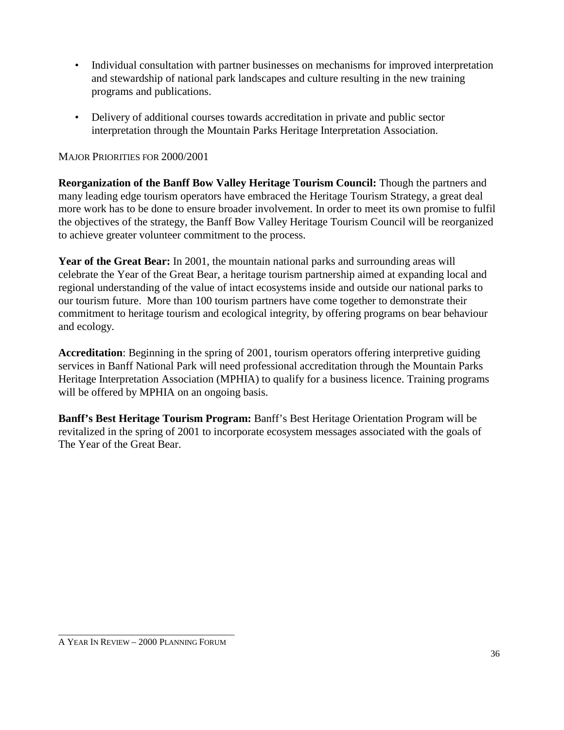- Individual consultation with partner businesses on mechanisms for improved interpretation and stewardship of national park landscapes and culture resulting in the new training programs and publications.

- Delivery of additional courses towards accreditation in private and public sector interpretation through the Mountain Parks Heritage Interpretation Association.

MAJOR PRIORITIES FOR 2000/2001

**Reorganization of the Banff Bow Valley Heritage Tourism Council:** Though the partners and many leading edge tourism operators have embraced the Heritage Tourism Strategy, a great deal more work has to be done to ensure broader involvement. In order to meet its own promise to fulfil the objectives of the strategy, the Banff Bow Valley Heritage Tourism Council will be reorganized to achieve greater volunteer commitment to the process.

**Year of the Great Bear:** In 2001, the mountain national parks and surrounding areas will celebrate the Year of the Great Bear, a heritage tourism partnership aimed at expanding local and regional understanding of the value of intact ecosystems inside and outside our national parks to our tourism future. More than 100 tourism partners have come together to demonstrate their commitment to heritage tourism and ecological integrity, by offering programs on bear behaviour and ecology.

**Accreditation**: Beginning in the spring of 2001, tourism operators offering interpretive guiding services in Banff National Park will need professional accreditation through the Mountain Parks Heritage Interpretation Association (MPHIA) to qualify for a business licence. Training programs will be offered by MPHIA on an ongoing basis.

**Banff's Best Heritage Tourism Program:** Banff's Best Heritage Orientation Program will be revitalized in the spring of 2001 to incorporate ecosystem messages associated with the goals of The Year of the Great Bear.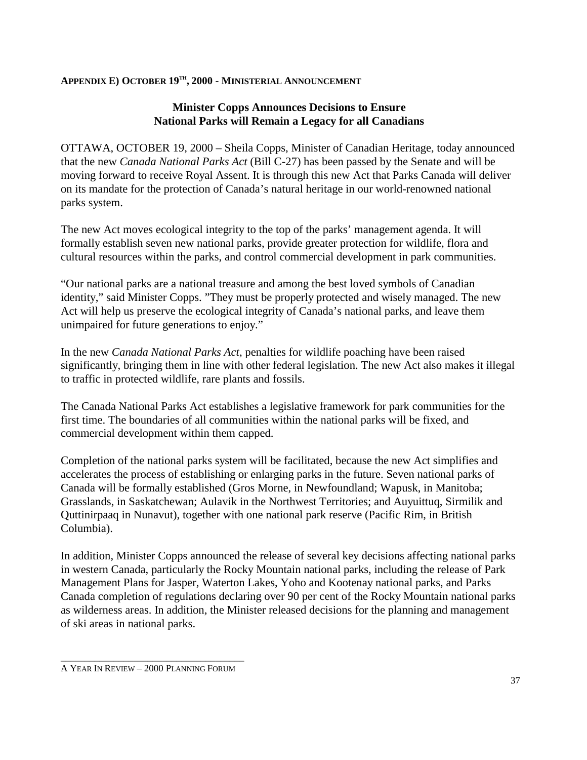**APPENDIX E) OCTOBER 19TH, 2000 - MINISTERIAL ANNOUNCEMENT**

## Minister Copps Announces Decisions to Ensure National Parks will Remain a Legacy for all Canadians

OTTAWA, OCTOBER 19, 2000 – Sheila Copps, Minister of Canadian Heritage, today announced that the new *Canada National Parks Act* (Bill C-27) has been passed by the Senate and will be moving forward to receive Royal Assent. It is through this new Act that Parks Canada will deliver on its mandate for the protection of Canada's natural heritage in our world-renowned national parks system.

The new Act moves ecological integrity to the top of the parks' management agenda. It will formally establish seven new national parks, provide greater protection for wildlife, flora and cultural resources within the parks, and control commercial development in park communities.

"Our national parks are a national treasure and among the best loved symbols of Canadian identity," said Minister Copps. "They must be properly protected and wisely managed. The new Act will help us preserve the ecological integrity of Canada's national parks, and leave them unimpaired for future generations to enjoy."

In the new *Canada National Parks Act*, penalties for wildlife poaching have been raised significantly, bringing them in line with other federal legislation. The new Act also makes it illegal to traffic in protected wildlife, rare plants and fossils.

The Canada National Parks Act establishes a legislative framework for park communities for the first time. The boundaries of all communities within the national parks will be fixed, and commercial development within them capped.

Completion of the national parks system will be facilitated, because the new Act simplifies and accelerates the process of establishing or enlarging parks in the future. Seven national parks of Canada will be formally established (Gros Morne, in Newfoundland; Wapusk, in Manitoba; Grasslands, in Saskatchewan; Aulavik in the Northwest Territories; and Auyuittuq, Sirmilik and Quttinirpaaq in Nunavut), together with one national park reserve (Pacific Rim, in British Columbia).

In addition, Minister Copps announced the release of several key decisions affecting national parks in western Canada, particularly the Rocky Mountain national parks, including the release of Park Management Plans for Jasper, Waterton Lakes, Yoho and Kootenay national parks, and Parks Canada completion of regulations declaring over 90 per cent of the Rocky Mountain national parks as wilderness areas. In addition, the Minister released decisions for the planning and management of ski areas in national parks.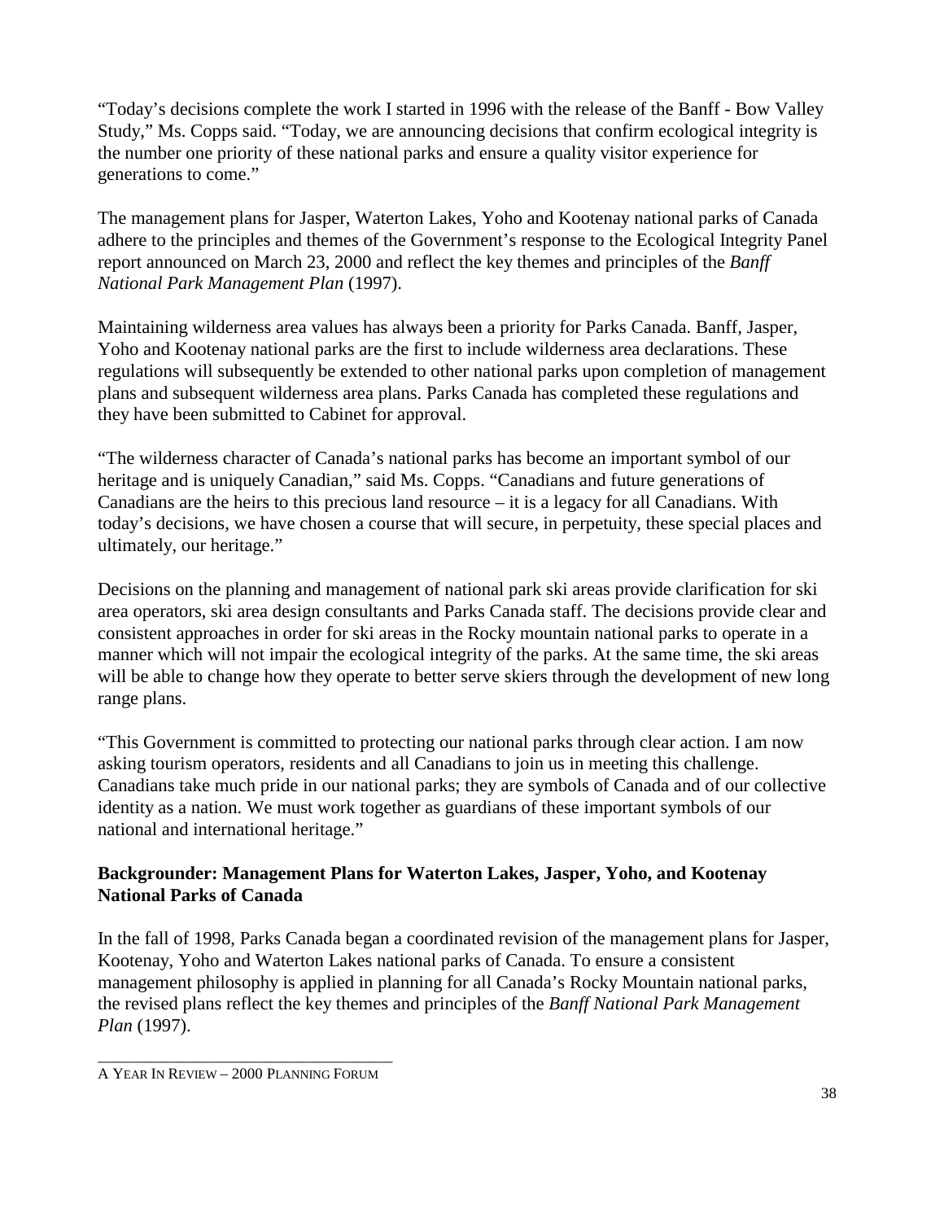"Today's decisions complete the work I started in 1996 with the release of the Banff - Bow Valley Study," Ms. Copps said. "Today, we are announcing decisions that confirm ecological integrity is the number one priority of these national parks and ensure a quality visitor experience for generations to come."

The management plans for Jasper, Waterton Lakes, Yoho and Kootenay national parks of Canada adhere to the principles and themes of the Government's response to the Ecological Integrity Panel report announced on March 23, 2000 and reflect the key themes and principles of the *Banff National Park Management Plan* (1997).

Maintaining wilderness area values has always been a priority for Parks Canada. Banff, Jasper, Yoho and Kootenay national parks are the first to include wilderness area declarations. These regulations will subsequently be extended to other national parks upon completion of management plans and subsequent wilderness area plans. Parks Canada has completed these regulations and they have been submitted to Cabinet for approval.

"The wilderness character of Canada's national parks has become an important symbol of our heritage and is uniquely Canadian," said Ms. Copps. "Canadians and future generations of Canadians are the heirs to this precious land resource – it is a legacy for all Canadians. With today's decisions, we have chosen a course that will secure, in perpetuity, these special places and ultimately, our heritage."

Decisions on the planning and management of national park ski areas provide clarification for ski area operators, ski area design consultants and Parks Canada staff. The decisions provide clear and consistent approaches in order for ski areas in the Rocky mountain national parks to operate in a manner which will not impair the ecological integrity of the parks. At the same time, the ski areas will be able to change how they operate to better serve skiers through the development of new long range plans.

"This Government is committed to protecting our national parks through clear action. I am now asking tourism operators, residents and all Canadians to join us in meeting this challenge. Canadians take much pride in our national parks; they are symbols of Canada and of our collective identity as a nation. We must work together as guardians of these important symbols of our national and international heritage."

**Backgrounder: Management Plans for Waterton Lakes, Jasper, Yoho, and Kootenay National Parks of Canada**

In the fall of 1998, Parks Canada began a coordinated revision of the management plans for Jasper, Kootenay, Yoho and Waterton Lakes national parks of Canada. To ensure a consistent management philosophy is applied in planning for all Canada's Rocky Mountain national parks, the revised plans reflect the key themes and principles of the *Banff National Park Management Plan* (1997).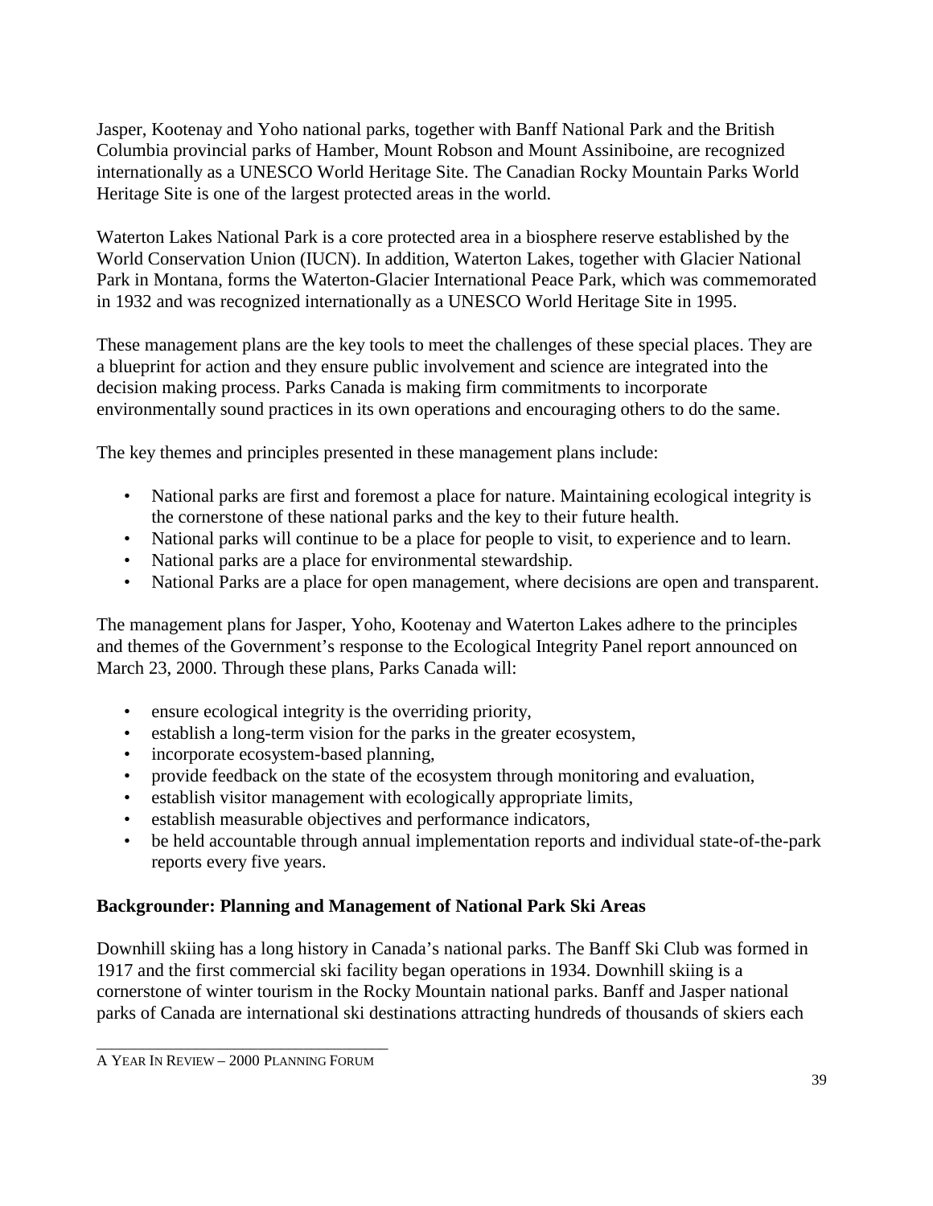Jasper, Kootenay and Yoho national parks, together with Banff National Park and the British Columbia provincial parks of Hamber, Mount Robson and Mount Assiniboine, are recognized internationally as a UNESCO World Heritage Site. The Canadian Rocky Mountain Parks World Heritage Site is one of the largest protected areas in the world.

Waterton Lakes National Park is a core protected area in a biosphere reserve established by the World Conservation Union (IUCN). In addition, Waterton Lakes, together with Glacier National Park in Montana, forms the Waterton-Glacier International Peace Park, which was commemorated in 1932 and was recognized internationally as a UNESCO World Heritage Site in 1995.

These management plans are the key tools to meet the challenges of these special places. They are a blueprint for action and they ensure public involvement and science are integrated into the decision making process. Parks Canada is making firm commitments to incorporate environmentally sound practices in its own operations and encouraging others to do the same.

The key themes and principles presented in these management plans include:

- National parks are first and foremost a place for nature. Maintaining ecological integrity is the cornerstone of these national parks and the key to their future health.
- National parks will continue to be a place for people to visit, to experience and to learn.
- National parks are a place for environmental stewardship.
- National Parks are a place for open management, where decisions are open and transparent.

The management plans for Jasper, Yoho, Kootenay and Waterton Lakes adhere to the principles and themes of the Government's response to the Ecological Integrity Panel report announced on March 23, 2000. Through these plans, Parks Canada will:

- ensure ecological integrity is the overriding priority,
- establish a long-term vision for the parks in the greater ecosystem,
- incorporate ecosystem-based planning,
- provide feedback on the state of the ecosystem through monitoring and evaluation,
- establish visitor management with ecologically appropriate limits,
- establish measurable objectives and performance indicators,
- be held accountable through annual implementation reports and individual state-of-the-park reports every five years.

**Backgrounder: Planning and Management of National Park Ski Areas**

Downhill skiing has a long history in Canada's national parks. The Banff Ski Club was formed in 1917 and the first commercial ski facility began operations in 1934. Downhill skiing is a cornerstone of winter tourism in the Rocky Mountain national parks. Banff and Jasper national parks of Canada are international ski destinations attracting hundreds of thousands of skiers each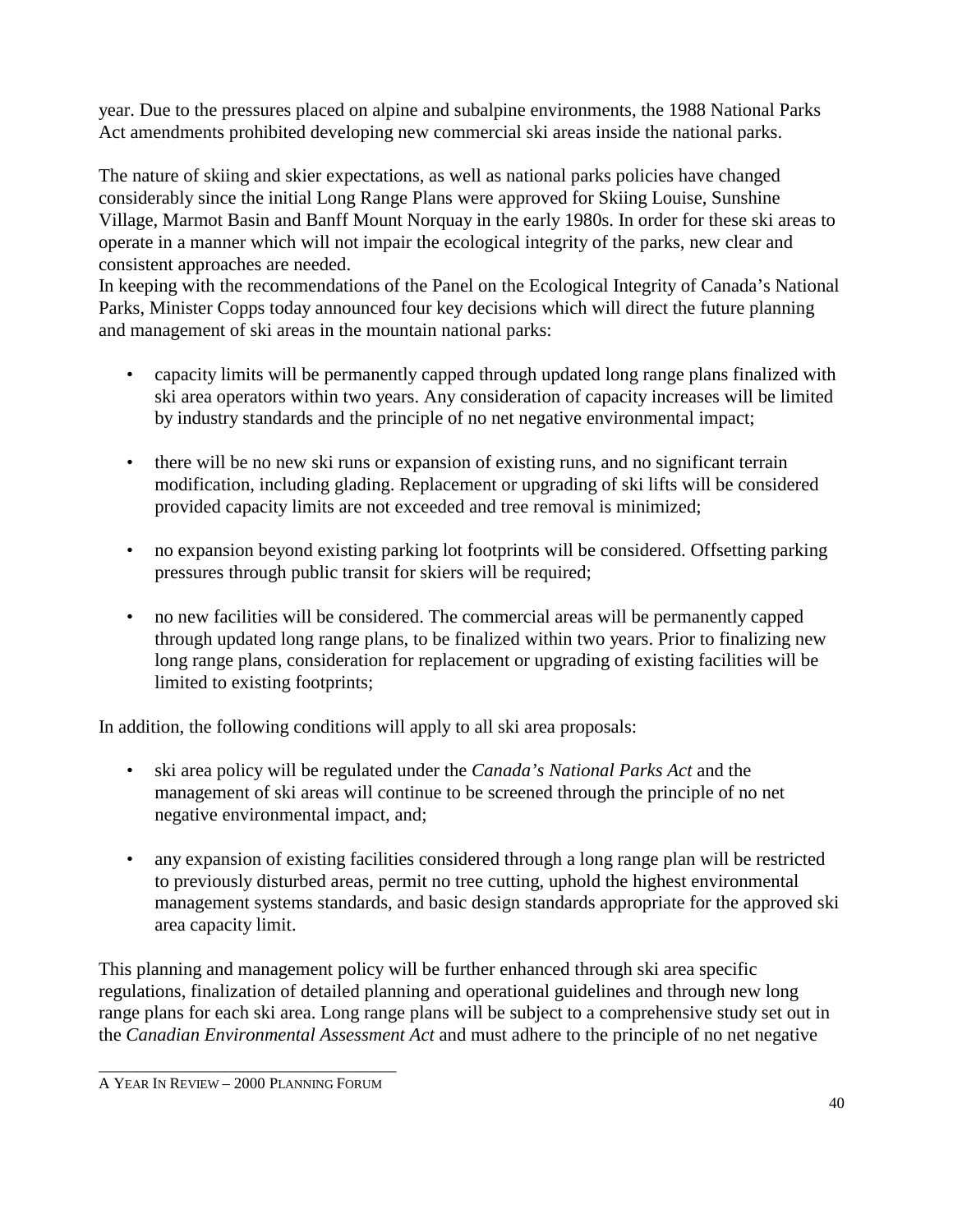year. Due to the pressures placed on alpine and subalpine environments, the 1988 National Parks Act amendments prohibited developing new commercial ski areas inside the national parks.

The nature of skiing and skier expectations, as well as national parks policies have changed considerably since the initial Long Range Plans were approved for Skiing Louise, Sunshine Village, Marmot Basin and Banff Mount Norquay in the early 1980s. In order for these ski areas to operate in a manner which will not impair the ecological integrity of the parks, new clear and consistent approaches are needed.
In keeping with the recommendations of the Panel on the Ecological Integrity of Canada's National Parks, Minister Copps today announced four key decisions which will direct the future planning and management of ski areas in the mountain national parks:

- capacity limits will be permanently capped through updated long range plans finalized with ski area operators within two years. Any consideration of capacity increases will be limited by industry standards and the principle of no net negative environmental impact;

- there will be no new ski runs or expansion of existing runs, and no significant terrain modification, including glading. Replacement or upgrading of ski lifts will be considered provided capacity limits are not exceeded and tree removal is minimized;

- no expansion beyond existing parking lot footprints will be considered. Offsetting parking pressures through public transit for skiers will be required;

- no new facilities will be considered. The commercial areas will be permanently capped through updated long range plans, to be finalized within two years. Prior to finalizing new long range plans, consideration for replacement or upgrading of existing facilities will be limited to existing footprints;

In addition, the following conditions will apply to all ski area proposals:

- ski area policy will be regulated under the *Canada's National Parks Act* and the management of ski areas will continue to be screened through the principle of no net negative environmental impact, and;

- any expansion of existing facilities considered through a long range plan will be restricted to previously disturbed areas, permit no tree cutting, uphold the highest environmental management systems standards, and basic design standards appropriate for the approved ski area capacity limit.

This planning and management policy will be further enhanced through ski area specific regulations, finalization of detailed planning and operational guidelines and through new long range plans for each ski area. Long range plans will be subject to a comprehensive study set out in the *Canadian Environmental Assessment Act* and must adhere to the principle of no net negative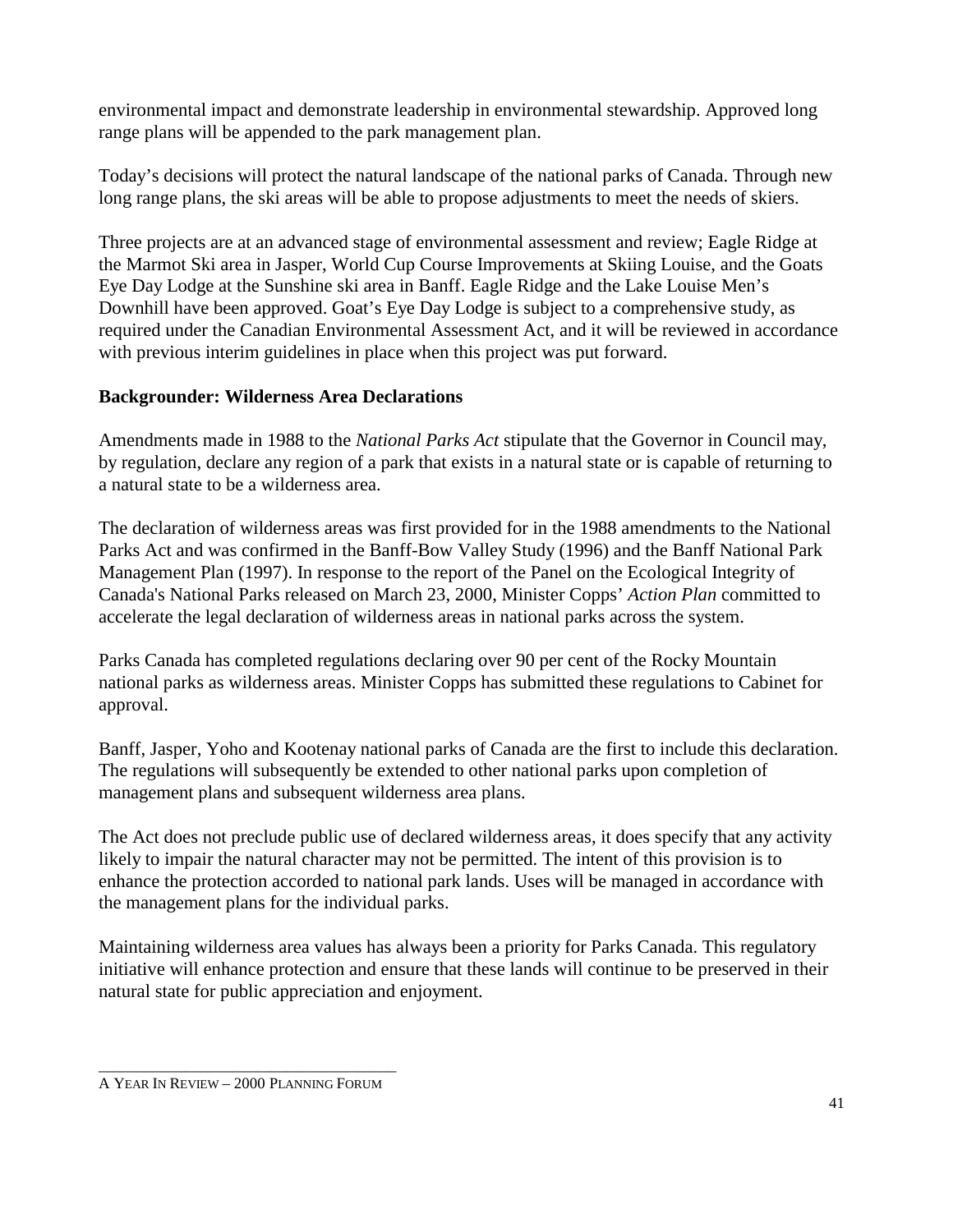environmental impact and demonstrate leadership in environmental stewardship. Approved long range plans will be appended to the park management plan.

Today's decisions will protect the natural landscape of the national parks of Canada. Through new long range plans, the ski areas will be able to propose adjustments to meet the needs of skiers.

Three projects are at an advanced stage of environmental assessment and review; Eagle Ridge at the Marmot Ski area in Jasper, World Cup Course Improvements at Skiing Louise, and the Goats Eye Day Lodge at the Sunshine ski area in Banff. Eagle Ridge and the Lake Louise Men's Downhill have been approved. Goat's Eye Day Lodge is subject to a comprehensive study, as required under the Canadian Environmental Assessment Act, and it will be reviewed in accordance with previous interim guidelines in place when this project was put forward.

**Backgrounder: Wilderness Area Declarations**

Amendments made in 1988 to the *National Parks Act* stipulate that the Governor in Council may, by regulation, declare any region of a park that exists in a natural state or is capable of returning to a natural state to be a wilderness area.

The declaration of wilderness areas was first provided for in the 1988 amendments to the National Parks Act and was confirmed in the Banff-Bow Valley Study (1996) and the Banff National Park Management Plan (1997). In response to the report of the Panel on the Ecological Integrity of Canada's National Parks released on March 23, 2000, Minister Copps' *Action Plan* committed to accelerate the legal declaration of wilderness areas in national parks across the system.

Parks Canada has completed regulations declaring over 90 per cent of the Rocky Mountain national parks as wilderness areas. Minister Copps has submitted these regulations to Cabinet for approval.

Banff, Jasper, Yoho and Kootenay national parks of Canada are the first to include this declaration. The regulations will subsequently be extended to other national parks upon completion of management plans and subsequent wilderness area plans.

The Act does not preclude public use of declared wilderness areas, it does specify that any activity likely to impair the natural character may not be permitted. The intent of this provision is to enhance the protection accorded to national park lands. Uses will be managed in accordance with the management plans for the individual parks.

Maintaining wilderness area values has always been a priority for Parks Canada. This regulatory initiative will enhance protection and ensure that these lands will continue to be preserved in their natural state for public appreciation and enjoyment.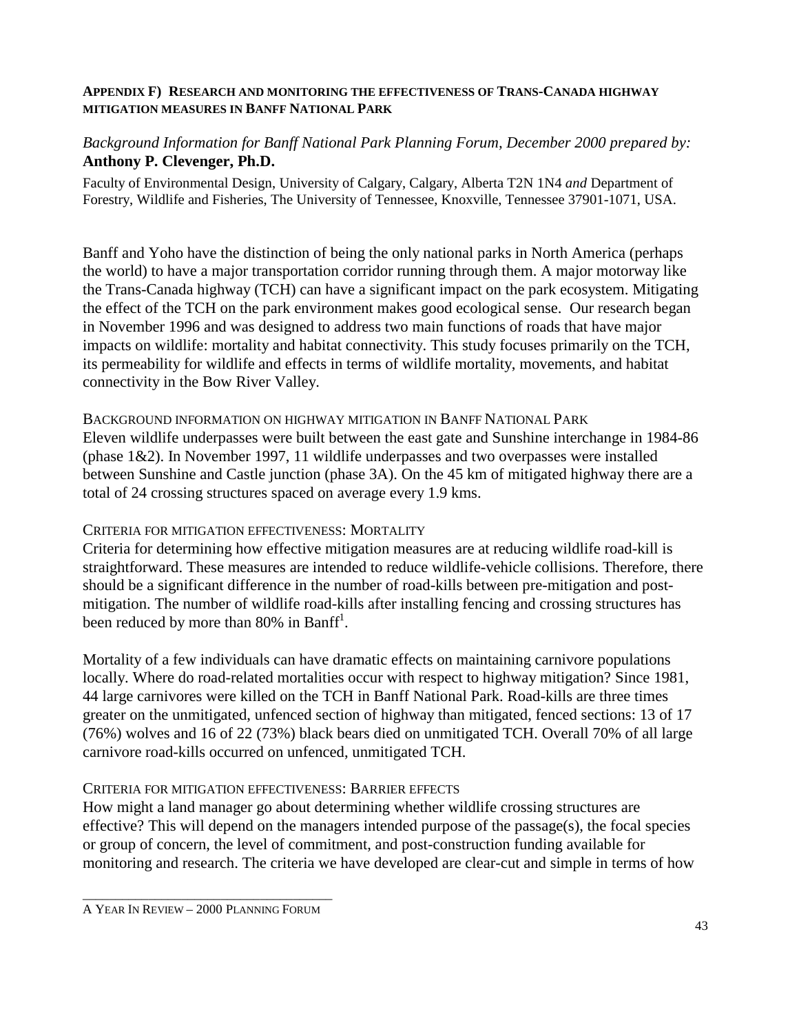**APPENDIX F) RESEARCH AND MONITORING THE EFFECTIVENESS OF TRANS-CANADA HIGHWAY MITIGATION MEASURES IN BANFF NATIONAL PARK**

*Background Information for Banff National Park Planning Forum, December 2000 prepared by:* **Anthony P. Clevenger, Ph.D.**

Faculty of Environmental Design, University of Calgary, Calgary, Alberta T2N 1N4 *and* Department of Forestry, Wildlife and Fisheries, The University of Tennessee, Knoxville, Tennessee 37901-1071, USA.

Banff and Yoho have the distinction of being the only national parks in North America (perhaps the world) to have a major transportation corridor running through them. A major motorway like the Trans-Canada highway (TCH) can have a significant impact on the park ecosystem. Mitigating the effect of the TCH on the park environment makes good ecological sense. Our research began in November 1996 and was designed to address two main functions of roads that have major impacts on wildlife: mortality and habitat connectivity. This study focuses primarily on the TCH, its permeability for wildlife and effects in terms of wildlife mortality, movements, and habitat connectivity in the Bow River Valley.

BACKGROUND INFORMATION ON HIGHWAY MITIGATION IN BANFF NATIONAL PARK

Eleven wildlife underpasses were built between the east gate and Sunshine interchange in 1984-86 (phase 1&2). In November 1997, 11 wildlife underpasses and two overpasses were installed between Sunshine and Castle junction (phase 3A). On the 45 km of mitigated highway there are a total of 24 crossing structures spaced on average every 1.9 kms.

CRITERIA FOR MITIGATION EFFECTIVENESS: MORTALITY

Criteria for determining how effective mitigation measures are at reducing wildlife road-kill is straightforward. These measures are intended to reduce wildlife-vehicle collisions. Therefore, there should be a significant difference in the number of road-kills between pre-mitigation and post-mitigation. The number of wildlife road-kills after installing fencing and crossing structures has been reduced by more than 80% in Banff[1].

Mortality of a few individuals can have dramatic effects on maintaining carnivore populations locally. Where do road-related mortalities occur with respect to highway mitigation? Since 1981, 44 large carnivores were killed on the TCH in Banff National Park. Road-kills are three times greater on the unmitigated, unfenced section of highway than mitigated, fenced sections: 13 of 17 (76%) wolves and 16 of 22 (73%) black bears died on unmitigated TCH. Overall 70% of all large carnivore road-kills occurred on unfenced, unmitigated TCH.

CRITERIA FOR MITIGATION EFFECTIVENESS: BARRIER EFFECTS

How might a land manager go about determining whether wildlife crossing structures are effective? This will depend on the managers intended purpose of the passage(s), the focal species or group of concern, the level of commitment, and post-construction funding available for monitoring and research. The criteria we have developed are clear-cut and simple in terms of how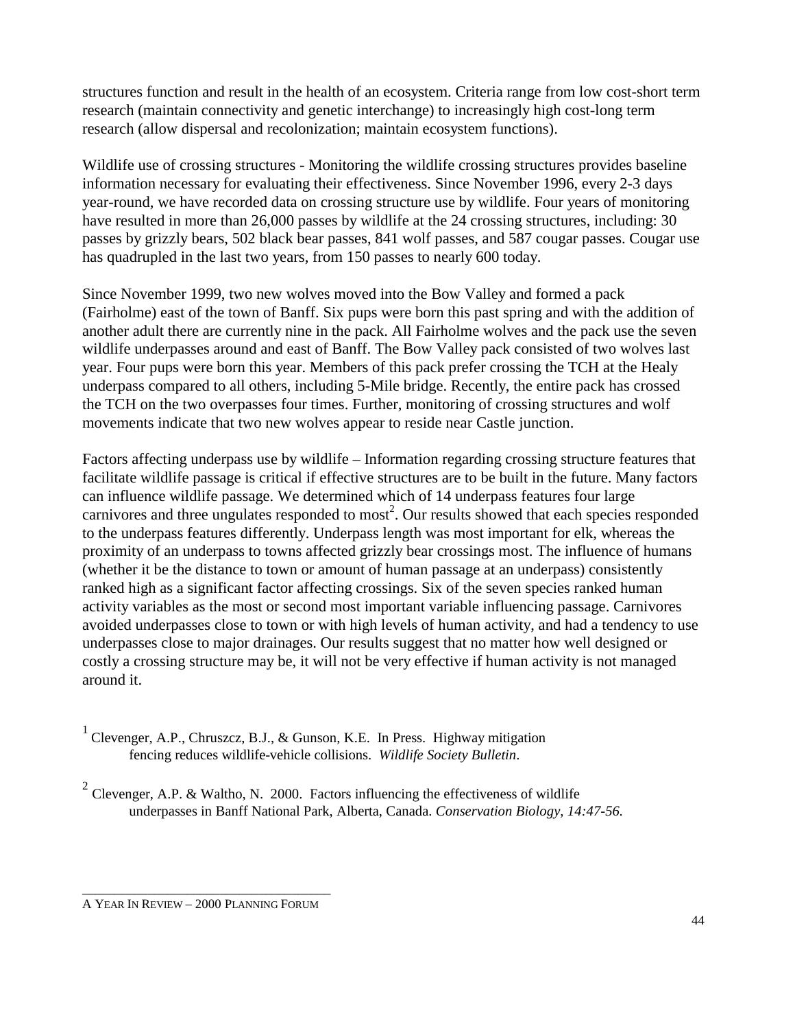structures function and result in the health of an ecosystem. Criteria range from low cost-short term research (maintain connectivity and genetic interchange) to increasingly high cost-long term research (allow dispersal and recolonization; maintain ecosystem functions).

Wildlife use of crossing structures - Monitoring the wildlife crossing structures provides baseline information necessary for evaluating their effectiveness. Since November 1996, every 2-3 days year-round, we have recorded data on crossing structure use by wildlife. Four years of monitoring have resulted in more than 26,000 passes by wildlife at the 24 crossing structures, including: 30 passes by grizzly bears, 502 black bear passes, 841 wolf passes, and 587 cougar passes. Cougar use has quadrupled in the last two years, from 150 passes to nearly 600 today.

Since November 1999, two new wolves moved into the Bow Valley and formed a pack (Fairholme) east of the town of Banff. Six pups were born this past spring and with the addition of another adult there are currently nine in the pack. All Fairholme wolves and the pack use the seven wildlife underpasses around and east of Banff. The Bow Valley pack consisted of two wolves last year. Four pups were born this year. Members of this pack prefer crossing the TCH at the Healy underpass compared to all others, including 5-Mile bridge. Recently, the entire pack has crossed the TCH on the two overpasses four times. Further, monitoring of crossing structures and wolf movements indicate that two new wolves appear to reside near Castle junction.

Factors affecting underpass use by wildlife – Information regarding crossing structure features that facilitate wildlife passage is critical if effective structures are to be built in the future. Many factors can influence wildlife passage. We determined which of 14 underpass features four large carnivores and three ungulates responded to most[2]. Our results showed that each species responded to the underpass features differently. Underpass length was most important for elk, whereas the proximity of an underpass to towns affected grizzly bear crossings most. The influence of humans (whether it be the distance to town or amount of human passage at an underpass) consistently ranked high as a significant factor affecting crossings. Six of the seven species ranked human activity variables as the most or second most important variable influencing passage. Carnivores avoided underpasses close to town or with high levels of human activity, and had a tendency to use underpasses close to major drainages. Our results suggest that no matter how well designed or costly a crossing structure may be, it will not be very effective if human activity is not managed around it.

[1] Clevenger, A.P., Chruszcz, B.J., & Gunson, K.E. In Press. Highway mitigation fencing reduces wildlife-vehicle collisions. *Wildlife Society Bulletin*.

[2] Clevenger, A.P. & Waltho, N. 2000. Factors influencing the effectiveness of wildlife underpasses in Banff National Park, Alberta, Canada. *Conservation Biology, 14:47-56.*